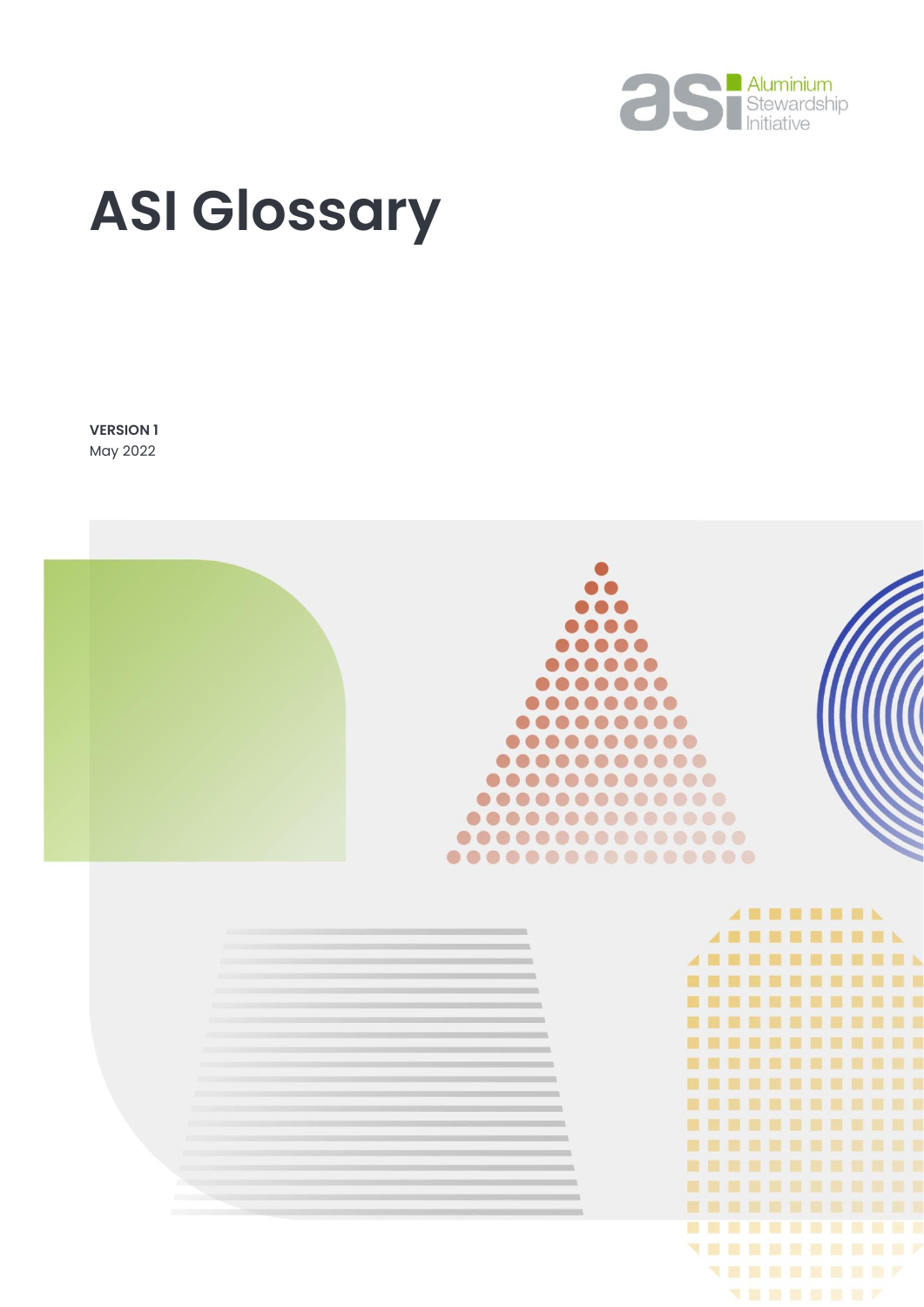# ASI Glossary

**VERSION 1**

May 2022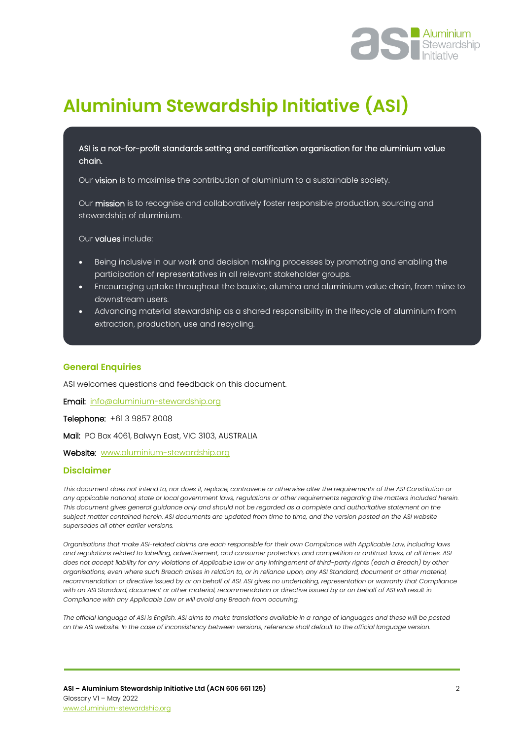# Aluminium Stewardship Initiative (ASI)

**ASI is a not-for-profit standards setting and certification organisation for the aluminium value chain.**

Our **vision** is to maximise the contribution of aluminium to a sustainable society.

Our **mission** is to recognise and collaboratively foster responsible production, sourcing and stewardship of aluminium.

Our **values** include:

- Being inclusive in our work and decision making processes by promoting and enabling the participation of representatives in all relevant stakeholder groups.
- Encouraging uptake throughout the bauxite, alumina and aluminium value chain, from mine to downstream users.
- Advancing material stewardship as a shared responsibility in the lifecycle of aluminium from extraction, production, use and recycling.

## General Enquiries

ASI welcomes questions and feedback on this document.

**Email:** info@aluminium-stewardship.org

**Telephone:** +61 3 9857 8008

**Mail:** PO Box 4061, Balwyn East, VIC 3103, AUSTRALIA

**Website:** www.aluminium-stewardship.org

## Disclaimer

*This document does not intend to, nor does it, replace, contravene or otherwise alter the requirements of the ASI Constitution or any applicable national, state or local government laws, regulations or other requirements regarding the matters included herein. This document gives general guidance only and should not be regarded as a complete and authoritative statement on the subject matter contained herein. ASI documents are updated from time to time, and the version posted on the ASI website supersedes all other earlier versions.*

*Organisations that make ASI-related claims are each responsible for their own Compliance with Applicable Law, including laws and regulations related to labelling, advertisement, and consumer protection, and competition or antitrust laws, at all times. ASI does not accept liability for any violations of Applicable Law or any infringement of third-party rights (each a Breach) by other organisations, even where such Breach arises in relation to, or in reliance upon, any ASI Standard, document or other material, recommendation or directive issued by or on behalf of ASI. ASI gives no undertaking, representation or warranty that Compliance with an ASI Standard, document or other material, recommendation or directive issued by or on behalf of ASI will result in Compliance with any Applicable Law or will avoid any Breach from occurring.*

*The official language of ASI is English. ASI aims to make translations available in a range of languages and these will be posted on the ASI website. In the case of inconsistency between versions, reference shall default to the official language version.*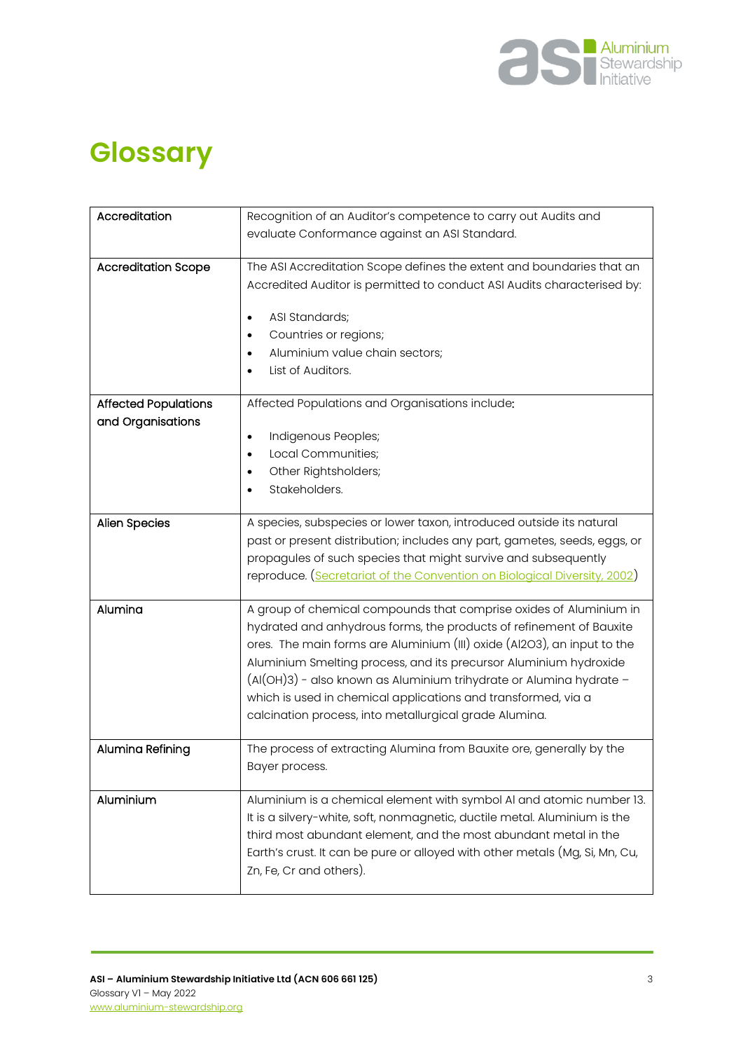# Glossary

| | |
|---|---|
| Accreditation | Recognition of an Auditor's competence to carry out Audits and evaluate Conformance against an ASI Standard. |
| Accreditation Scope | The ASI Accreditation Scope defines the extent and boundaries that an Accredited Auditor is permitted to conduct ASI Audits characterised by:<br>• ASI Standards;<br>• Countries or regions;<br>• Aluminium value chain sectors;<br>• List of Auditors. |
| Affected Populations and Organisations | Affected Populations and Organisations include:<br>• Indigenous Peoples;<br>• Local Communities;<br>• Other Rightsholders;<br>• Stakeholders. |
| Alien Species | A species, subspecies or lower taxon, introduced outside its natural past or present distribution; includes any part, gametes, seeds, eggs, or propagules of such species that might survive and subsequently reproduce. (Secretariat of the Convention on Biological Diversity, 2002) |
| Alumina | A group of chemical compounds that comprise oxides of Aluminium in hydrated and anhydrous forms, the products of refinement of Bauxite ores. The main forms are Aluminium (III) oxide ($Al_2O_3$), an input to the Aluminium Smelting process, and its precursor Aluminium hydroxide ($Al(OH)_3$) - also known as Aluminium trihydrate or Alumina hydrate – which is used in chemical applications and transformed, via a calcination process, into metallurgical grade Alumina. |
| Alumina Refining | The process of extracting Alumina from Bauxite ore, generally by the Bayer process. |
| Aluminium | Aluminium is a chemical element with symbol Al and atomic number 13. It is a silvery-white, soft, nonmagnetic, ductile metal. Aluminium is the third most abundant element, and the most abundant metal in the Earth's crust. It can be pure or alloyed with other metals (Mg, Si, Mn, Cu, Zn, Fe, Cr and others). |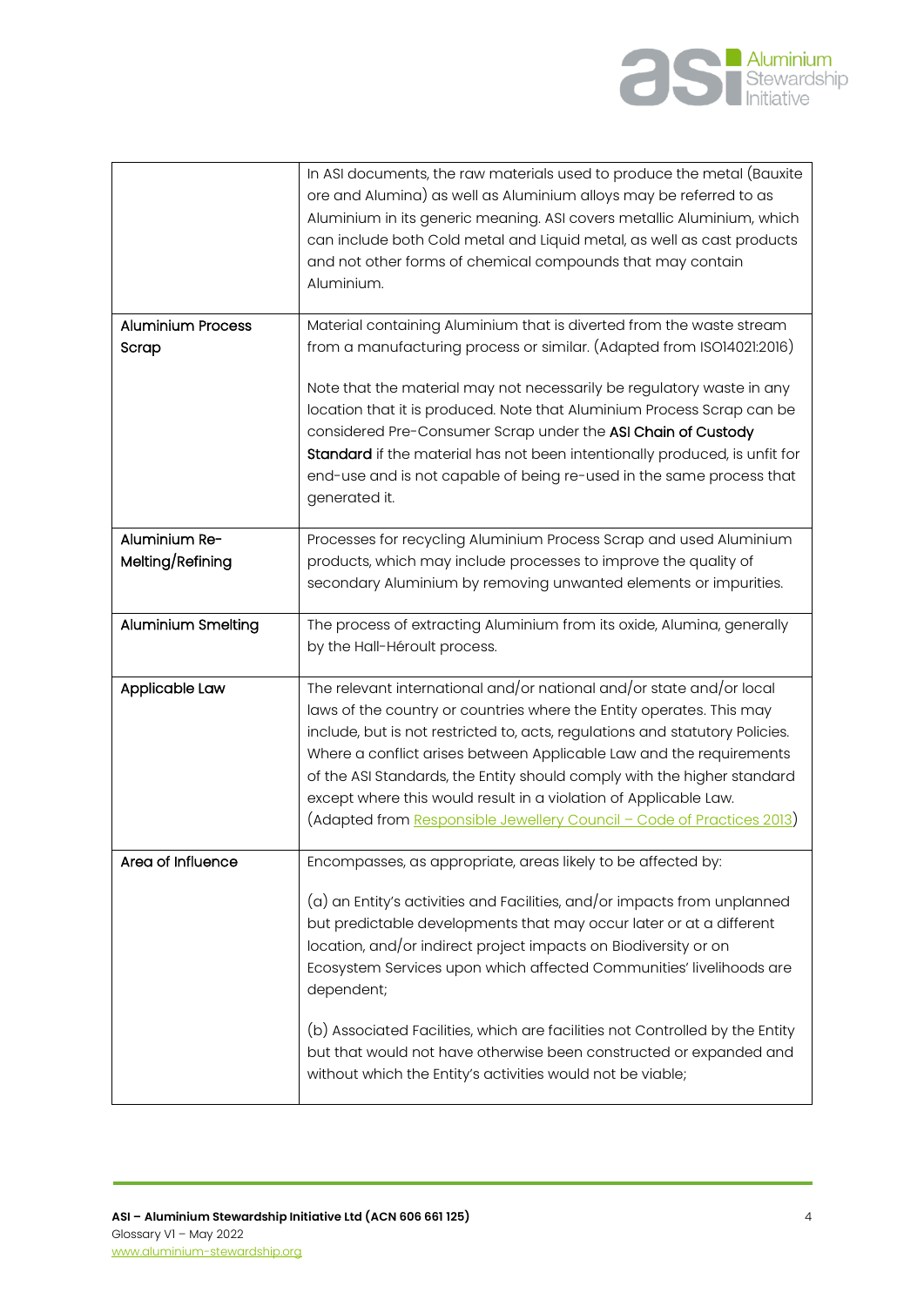| | |
|---|---|
| | In ASI documents, the raw materials used to produce the metal (Bauxite ore and Alumina) as well as Aluminium alloys may be referred to as Aluminium in its generic meaning. ASI covers metallic Aluminium, which can include both Cold metal and Liquid metal, as well as cast products and not other forms of chemical compounds that may contain Aluminium. |
| Aluminium Process Scrap | Material containing Aluminium that is diverted from the waste stream from a manufacturing process or similar. (Adapted from ISO14021:2016)<br><br>Note that the material may not necessarily be regulatory waste in any location that it is produced. Note that Aluminium Process Scrap can be considered Pre-Consumer Scrap under the **ASI Chain of Custody Standard** if the material has not been intentionally produced, is unfit for end-use and is not capable of being re-used in the same process that generated it. |
| Aluminium Re-Melting/Refining | Processes for recycling Aluminium Process Scrap and used Aluminium products, which may include processes to improve the quality of secondary Aluminium by removing unwanted elements or impurities. |
| Aluminium Smelting | The process of extracting Aluminium from its oxide, Alumina, generally by the Hall-Héroult process. |
| Applicable Law | The relevant international and/or national and/or state and/or local laws of the country or countries where the Entity operates. This may include, but is not restricted to, acts, regulations and statutory Policies. Where a conflict arises between Applicable Law and the requirements of the ASI Standards, the Entity should comply with the higher standard except where this would result in a violation of Applicable Law. (Adapted from Responsible Jewellery Council – Code of Practices 2013) |
| Area of Influence | Encompasses, as appropriate, areas likely to be affected by:<br><br>(a) an Entity's activities and Facilities, and/or impacts from unplanned but predictable developments that may occur later or at a different location, and/or indirect project impacts on Biodiversity or on Ecosystem Services upon which affected Communities' livelihoods are dependent;<br><br>(b) Associated Facilities, which are facilities not Controlled by the Entity but that would not have otherwise been constructed or expanded and without which the Entity's activities would not be viable; |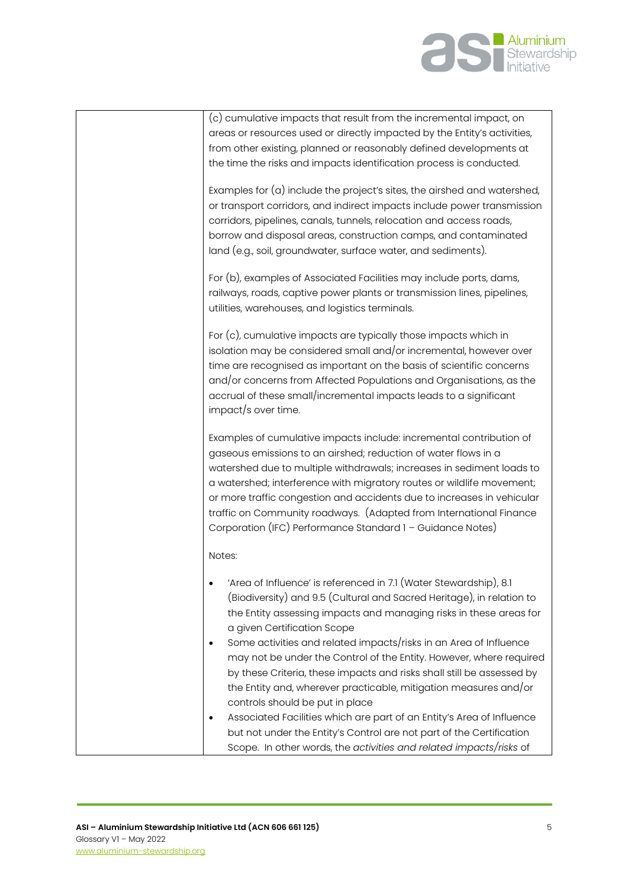| | |
|---|---|
| | (c) cumulative impacts that result from the incremental impact, on areas or resources used or directly impacted by the Entity's activities, from other existing, planned or reasonably defined developments at the time the risks and impacts identification process is conducted.<br><br>Examples for (a) include the project's sites, the airshed and watershed, or transport corridors, and indirect impacts include power transmission corridors, pipelines, canals, tunnels, relocation and access roads, borrow and disposal areas, construction camps, and contaminated land (e.g., soil, groundwater, surface water, and sediments).<br><br>For (b), examples of Associated Facilities may include ports, dams, railways, roads, captive power plants or transmission lines, pipelines, utilities, warehouses, and logistics terminals.<br><br>For (c), cumulative impacts are typically those impacts which in isolation may be considered small and/or incremental, however over time are recognised as important on the basis of scientific concerns and/or concerns from Affected Populations and Organisations, as the accrual of these small/incremental impacts leads to a significant impact/s over time.<br><br>Examples of cumulative impacts include: incremental contribution of gaseous emissions to an airshed; reduction of water flows in a watershed due to multiple withdrawals; increases in sediment loads to a watershed; interference with migratory routes or wildlife movement; or more traffic congestion and accidents due to increases in vehicular traffic on Community roadways. (Adapted from International Finance Corporation (IFC) Performance Standard 1 – Guidance Notes)<br><br>Notes:<br><br>• 'Area of Influence' is referenced in 7.1 (Water Stewardship), 8.1 (Biodiversity) and 9.5 (Cultural and Sacred Heritage), in relation to the Entity assessing impacts and managing risks in these areas for a given Certification Scope<br>• Some activities and related impacts/risks in an Area of Influence may not be under the Control of the Entity. However, where required by these Criteria, these impacts and risks shall still be assessed by the Entity and, wherever practicable, mitigation measures and/or controls should be put in place<br>• Associated Facilities which are part of an Entity's Area of Influence but not under the Entity's Control are not part of the Certification Scope. In other words, the *activities and related impacts/risks* of |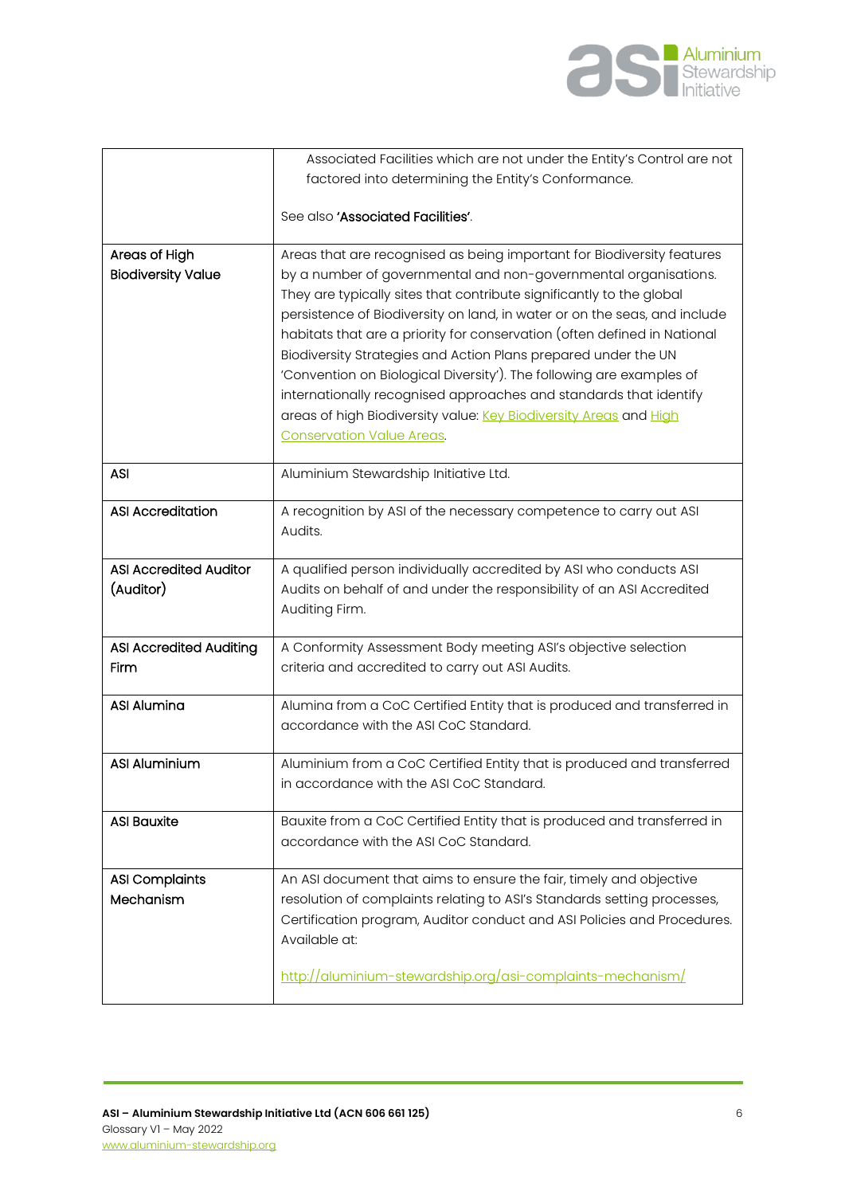| | |
|---|---|
| | Associated Facilities which are not under the Entity's Control are not factored into determining the Entity's Conformance.<br><br>See also **'Associated Facilities'**. |
| **Areas of High Biodiversity Value** | Areas that are recognised as being important for Biodiversity features by a number of governmental and non-governmental organisations. They are typically sites that contribute significantly to the global persistence of Biodiversity on land, in water or on the seas, and include habitats that are a priority for conservation (often defined in National Biodiversity Strategies and Action Plans prepared under the UN 'Convention on Biological Diversity'). The following are examples of internationally recognised approaches and standards that identify areas of high Biodiversity value: Key Biodiversity Areas and High Conservation Value Areas. |
| **ASI** | Aluminium Stewardship Initiative Ltd. |
| **ASI Accreditation** | A recognition by ASI of the necessary competence to carry out ASI Audits. |
| **ASI Accredited Auditor (Auditor)** | A qualified person individually accredited by ASI who conducts ASI Audits on behalf of and under the responsibility of an ASI Accredited Auditing Firm. |
| **ASI Accredited Auditing Firm** | A Conformity Assessment Body meeting ASI's objective selection criteria and accredited to carry out ASI Audits. |
| **ASI Alumina** | Alumina from a CoC Certified Entity that is produced and transferred in accordance with the ASI CoC Standard. |
| **ASI Aluminium** | Aluminium from a CoC Certified Entity that is produced and transferred in accordance with the ASI CoC Standard. |
| **ASI Bauxite** | Bauxite from a CoC Certified Entity that is produced and transferred in accordance with the ASI CoC Standard. |
| **ASI Complaints Mechanism** | An ASI document that aims to ensure the fair, timely and objective resolution of complaints relating to ASI's Standards setting processes, Certification program, Auditor conduct and ASI Policies and Procedures. Available at:<br><br>http://aluminium-stewardship.org/asi-complaints-mechanism/ |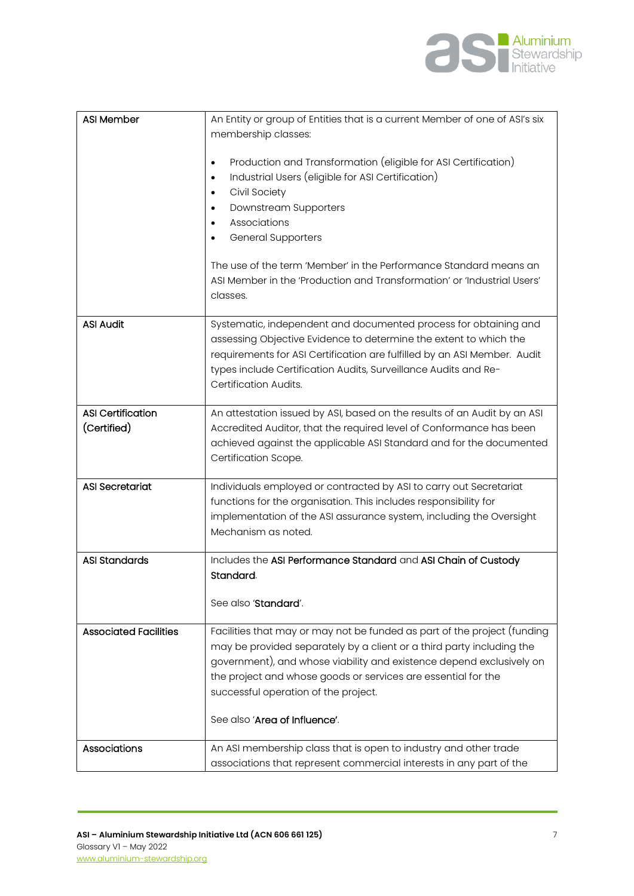| | |
|---|---|
| ASI Member | An Entity or group of Entities that is a current Member of one of ASI's six membership classes:<br><br>• Production and Transformation (eligible for ASI Certification)<br>• Industrial Users (eligible for ASI Certification)<br>• Civil Society<br>• Downstream Supporters<br>• Associations<br>• General Supporters<br><br>The use of the term 'Member' in the Performance Standard means an ASI Member in the 'Production and Transformation' or 'Industrial Users' classes. |
| ASI Audit | Systematic, independent and documented process for obtaining and assessing Objective Evidence to determine the extent to which the requirements for ASI Certification are fulfilled by an ASI Member. Audit types include Certification Audits, Surveillance Audits and Re-Certification Audits. |
| ASI Certification (Certified) | An attestation issued by ASI, based on the results of an Audit by an ASI Accredited Auditor, that the required level of Conformance has been achieved against the applicable ASI Standard and for the documented Certification Scope. |
| ASI Secretariat | Individuals employed or contracted by ASI to carry out Secretariat functions for the organisation. This includes responsibility for implementation of the ASI assurance system, including the Oversight Mechanism as noted. |
| ASI Standards | Includes the **ASI Performance Standard** and **ASI Chain of Custody Standard**.<br><br>See also '**Standard**'. |
| Associated Facilities | Facilities that may or may not be funded as part of the project (funding may be provided separately by a client or a third party including the government), and whose viability and existence depend exclusively on the project and whose goods or services are essential for the successful operation of the project.<br><br>See also '**Area of Influence**'. |
| Associations | An ASI membership class that is open to industry and other trade associations that represent commercial interests in any part of the |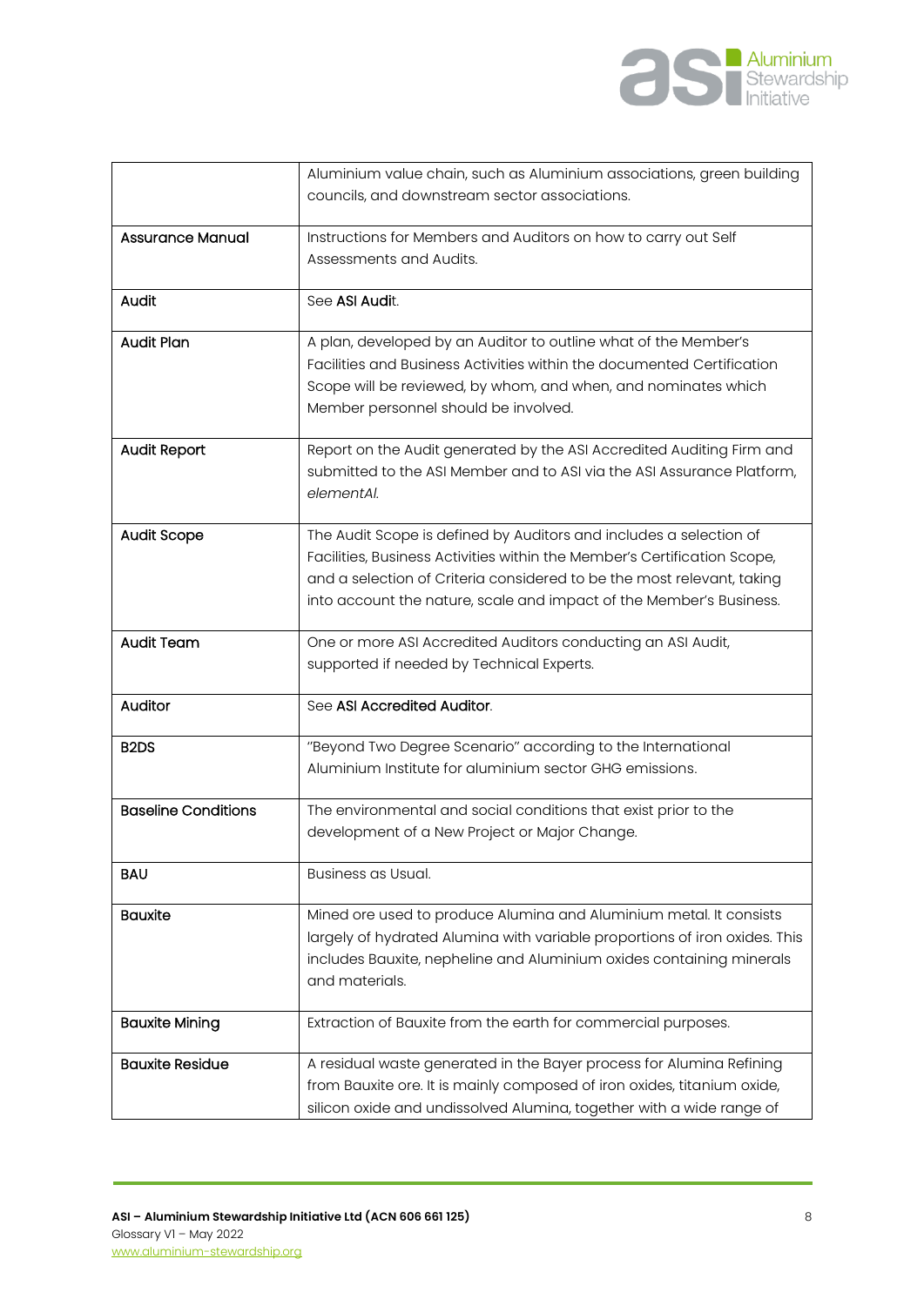| | |
|---|---|
| | Aluminium value chain, such as Aluminium associations, green building councils, and downstream sector associations. |
| **Assurance Manual** | Instructions for Members and Auditors on how to carry out Self Assessments and Audits. |
| **Audit** | See **ASI Audit**. |
| **Audit Plan** | A plan, developed by an Auditor to outline what of the Member's Facilities and Business Activities within the documented Certification Scope will be reviewed, by whom, and when, and nominates which Member personnel should be involved. |
| **Audit Report** | Report on the Audit generated by the ASI Accredited Auditing Firm and submitted to the ASI Member and to ASI via the ASI Assurance Platform, *elementAl*. |
| **Audit Scope** | The Audit Scope is defined by Auditors and includes a selection of Facilities, Business Activities within the Member's Certification Scope, and a selection of Criteria considered to be the most relevant, taking into account the nature, scale and impact of the Member's Business. |
| **Audit Team** | One or more ASI Accredited Auditors conducting an ASI Audit, supported if needed by Technical Experts. |
| **Auditor** | See **ASI Accredited Auditor**. |
| **B2DS** | "Beyond Two Degree Scenario" according to the International Aluminium Institute for aluminium sector GHG emissions. |
| **Baseline Conditions** | The environmental and social conditions that exist prior to the development of a New Project or Major Change. |
| **BAU** | Business as Usual. |
| **Bauxite** | Mined ore used to produce Alumina and Aluminium metal. It consists largely of hydrated Alumina with variable proportions of iron oxides. This includes Bauxite, nepheline and Aluminium oxides containing minerals and materials. |
| **Bauxite Mining** | Extraction of Bauxite from the earth for commercial purposes. |
| **Bauxite Residue** | A residual waste generated in the Bayer process for Alumina Refining from Bauxite ore. It is mainly composed of iron oxides, titanium oxide, silicon oxide and undissolved Alumina, together with a wide range of |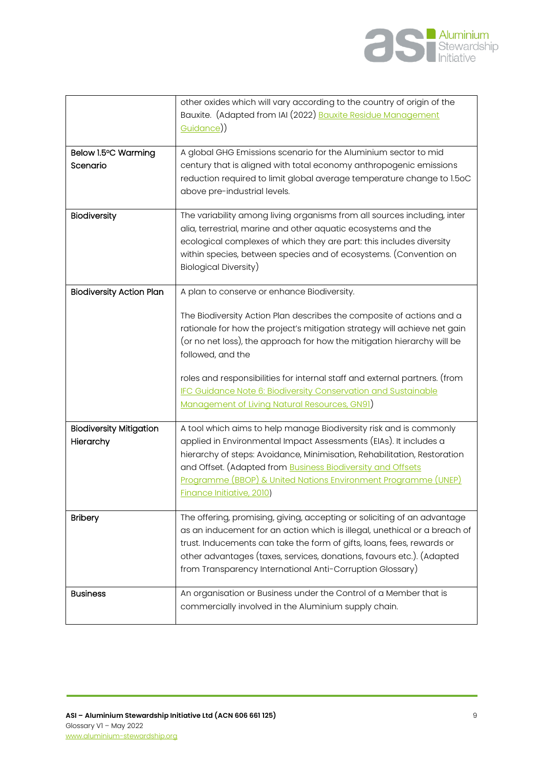| | |
|---|---|
| | other oxides which will vary according to the country of origin of the Bauxite. (Adapted from IAI (2022) Bauxite Residue Management Guidance)) |
| **Below 1.5°C Warming Scenario** | A global GHG Emissions scenario for the Aluminium sector to mid century that is aligned with total economy anthropogenic emissions reduction required to limit global average temperature change to 1.5oC above pre-industrial levels. |
| **Biodiversity** | The variability among living organisms from all sources including, inter alia, terrestrial, marine and other aquatic ecosystems and the ecological complexes of which they are part: this includes diversity within species, between species and of ecosystems. (Convention on Biological Diversity) |
| **Biodiversity Action Plan** | A plan to conserve or enhance Biodiversity.<br><br>The Biodiversity Action Plan describes the composite of actions and a rationale for how the project's mitigation strategy will achieve net gain (or no net loss), the approach for how the mitigation hierarchy will be followed, and the<br><br>roles and responsibilities for internal staff and external partners. (from IFC Guidance Note 6: Biodiversity Conservation and Sustainable Management of Living Natural Resources, GN91) |
| **Biodiversity Mitigation Hierarchy** | A tool which aims to help manage Biodiversity risk and is commonly applied in Environmental Impact Assessments (EIAs). It includes a hierarchy of steps: Avoidance, Minimisation, Rehabilitation, Restoration and Offset. (Adapted from Business Biodiversity and Offsets Programme (BBOP) & United Nations Environment Programme (UNEP) Finance Initiative, 2010) |
| **Bribery** | The offering, promising, giving, accepting or soliciting of an advantage as an inducement for an action which is illegal, unethical or a breach of trust. Inducements can take the form of gifts, loans, fees, rewards or other advantages (taxes, services, donations, favours etc.). (Adapted from Transparency International Anti-Corruption Glossary) |
| **Business** | An organisation or Business under the Control of a Member that is commercially involved in the Aluminium supply chain. |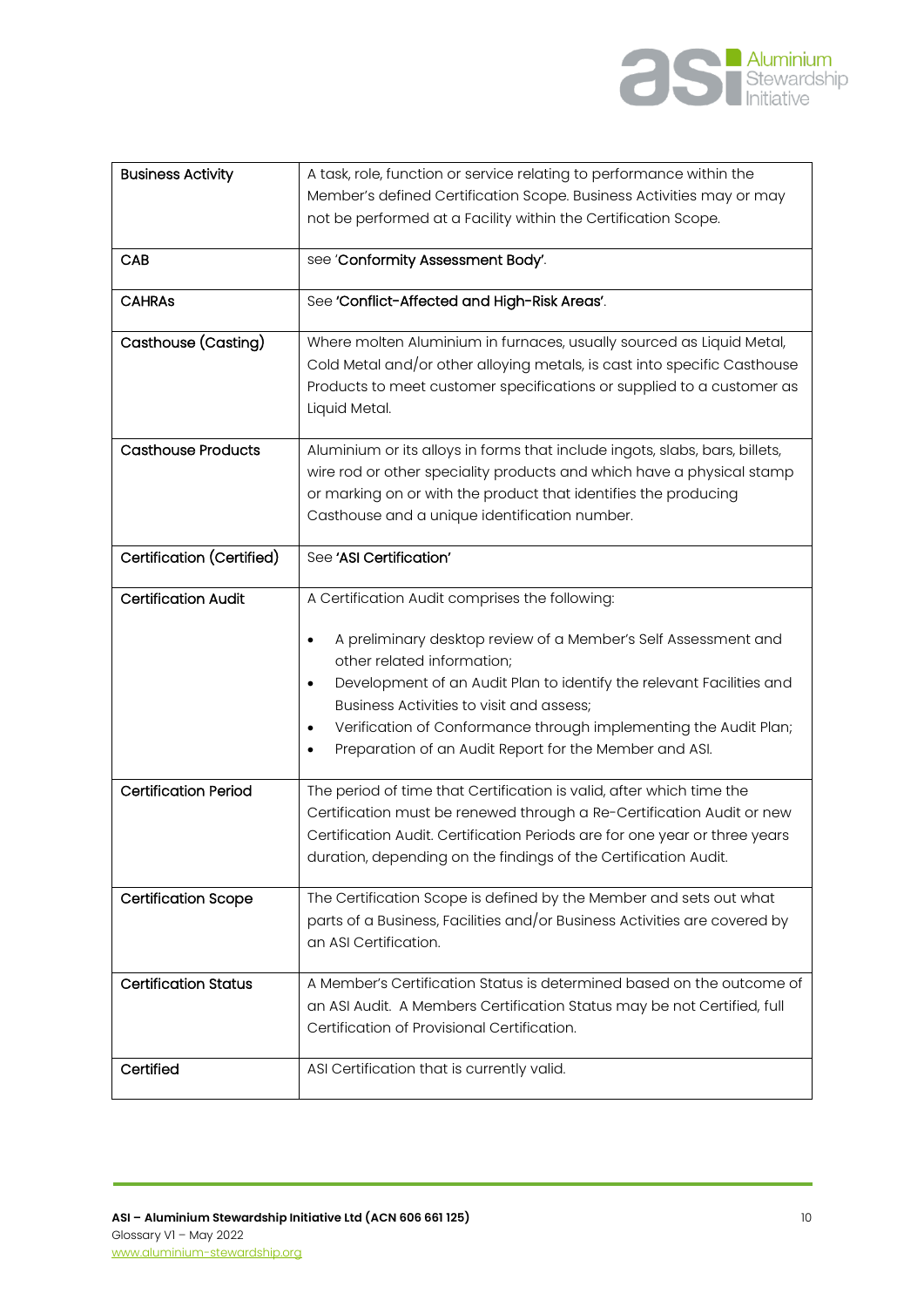| | |
|---|---|
| **Business Activity** | A task, role, function or service relating to performance within the Member's defined Certification Scope. Business Activities may or may not be performed at a Facility within the Certification Scope. |
| **CAB** | see '**Conformity Assessment Body**'. |
| **CAHRAs** | See **'Conflict-Affected and High-Risk Areas'**. |
| **Casthouse (Casting)** | Where molten Aluminium in furnaces, usually sourced as Liquid Metal, Cold Metal and/or other alloying metals, is cast into specific Casthouse Products to meet customer specifications or supplied to a customer as Liquid Metal. |
| **Casthouse Products** | Aluminium or its alloys in forms that include ingots, slabs, bars, billets, wire rod or other speciality products and which have a physical stamp or marking on or with the product that identifies the producing Casthouse and a unique identification number. |
| **Certification (Certified)** | See **'ASI Certification'** |
| **Certification Audit** | A Certification Audit comprises the following:<br><br>• A preliminary desktop review of a Member's Self Assessment and other related information;<br>• Development of an Audit Plan to identify the relevant Facilities and Business Activities to visit and assess;<br>• Verification of Conformance through implementing the Audit Plan;<br>• Preparation of an Audit Report for the Member and ASI. |
| **Certification Period** | The period of time that Certification is valid, after which time the Certification must be renewed through a Re-Certification Audit or new Certification Audit. Certification Periods are for one year or three years duration, depending on the findings of the Certification Audit. |
| **Certification Scope** | The Certification Scope is defined by the Member and sets out what parts of a Business, Facilities and/or Business Activities are covered by an ASI Certification. |
| **Certification Status** | A Member's Certification Status is determined based on the outcome of an ASI Audit. A Members Certification Status may be not Certified, full Certification of Provisional Certification. |
| **Certified** | ASI Certification that is currently valid. |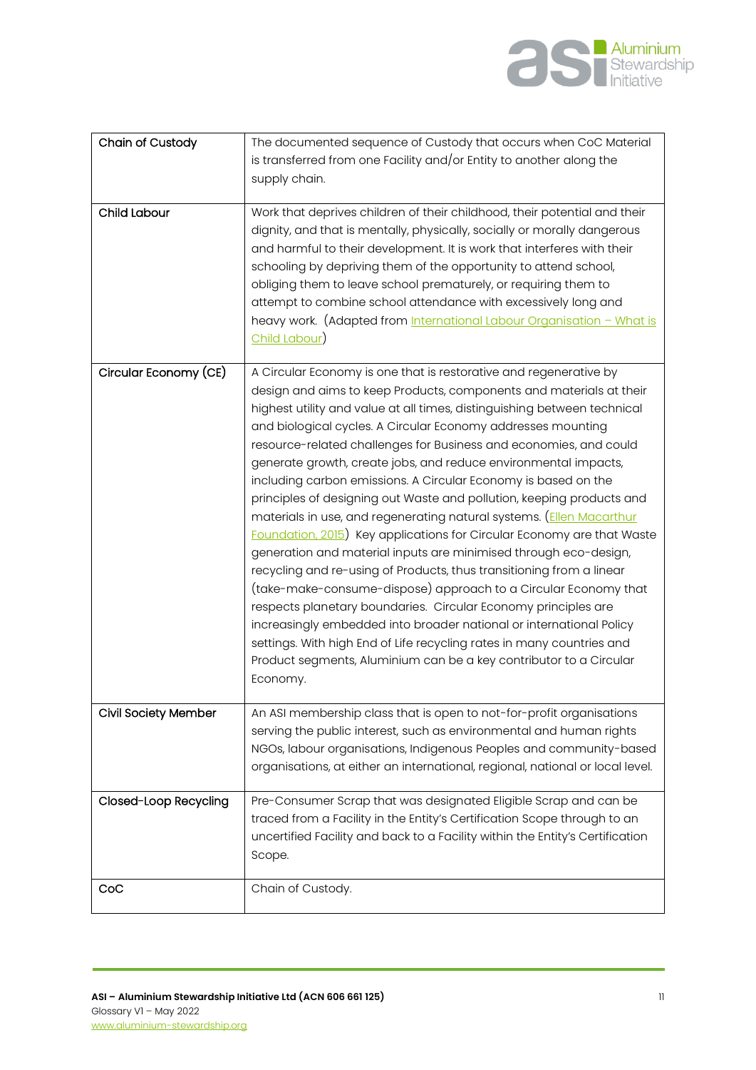| | |
|---|---|
| Chain of Custody | The documented sequence of Custody that occurs when CoC Material is transferred from one Facility and/or Entity to another along the supply chain. |
| Child Labour | Work that deprives children of their childhood, their potential and their dignity, and that is mentally, physically, socially or morally dangerous and harmful to their development. It is work that interferes with their schooling by depriving them of the opportunity to attend school, obliging them to leave school prematurely, or requiring them to attempt to combine school attendance with excessively long and heavy work. (Adapted from [International Labour Organisation – What is Child Labour]) |
| Circular Economy (CE) | A Circular Economy is one that is restorative and regenerative by design and aims to keep Products, components and materials at their highest utility and value at all times, distinguishing between technical and biological cycles. A Circular Economy addresses mounting resource-related challenges for Business and economies, and could generate growth, create jobs, and reduce environmental impacts, including carbon emissions. A Circular Economy is based on the principles of designing out Waste and pollution, keeping products and materials in use, and regenerating natural systems. ([Ellen Macarthur Foundation, 2015]) Key applications for Circular Economy are that Waste generation and material inputs are minimised through eco-design, recycling and re-using of Products, thus transitioning from a linear (take-make-consume-dispose) approach to a Circular Economy that respects planetary boundaries. Circular Economy principles are increasingly embedded into broader national or international Policy settings. With high End of Life recycling rates in many countries and Product segments, Aluminium can be a key contributor to a Circular Economy. |
| Civil Society Member | An ASI membership class that is open to not-for-profit organisations serving the public interest, such as environmental and human rights NGOs, labour organisations, Indigenous Peoples and community-based organisations, at either an international, regional, national or local level. |
| Closed-Loop Recycling | Pre-Consumer Scrap that was designated Eligible Scrap and can be traced from a Facility in the Entity's Certification Scope through to an uncertified Facility and back to a Facility within the Entity's Certification Scope. |
| CoC | Chain of Custody. |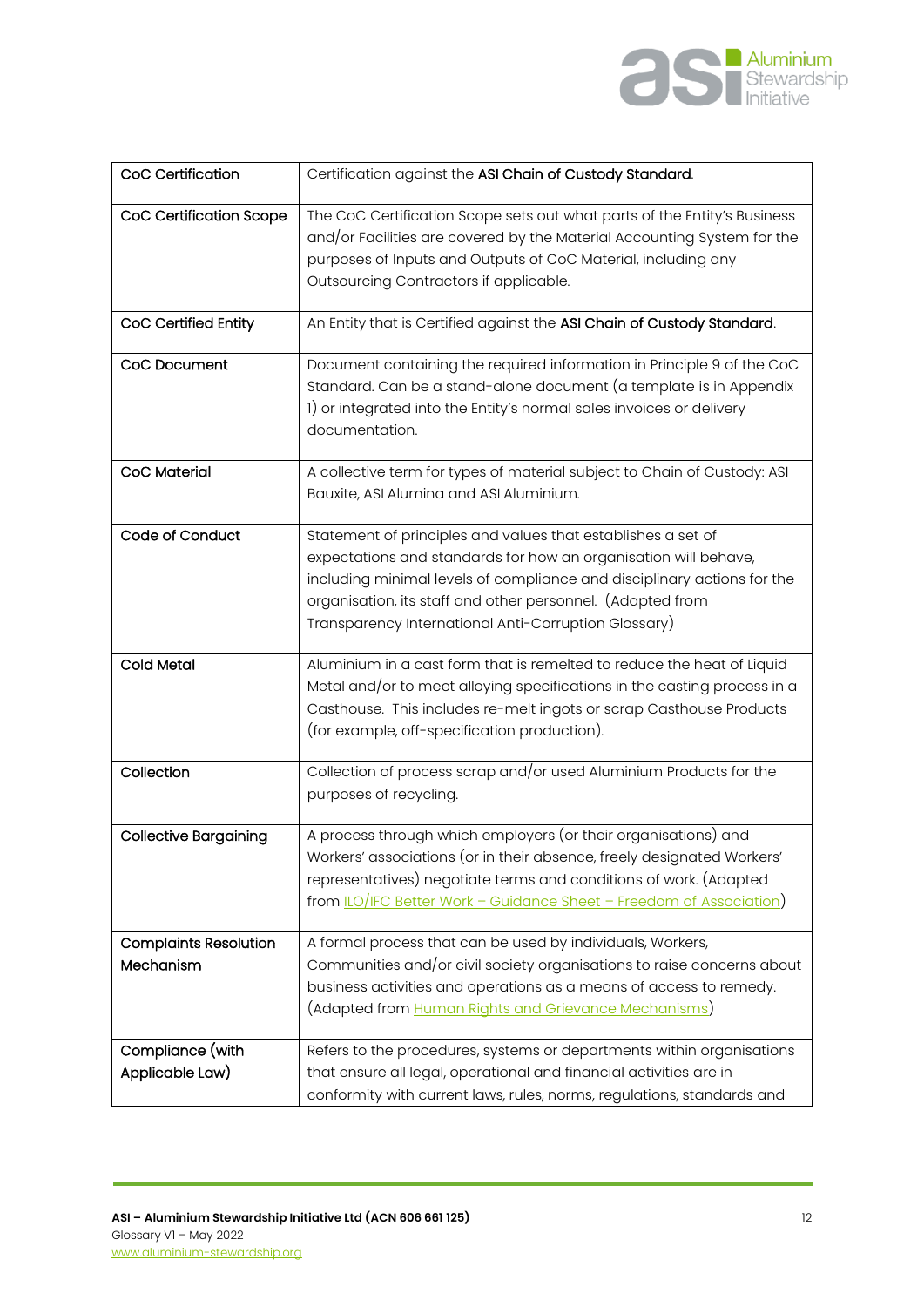| | |
|---|---|
| CoC Certification | Certification against the **ASI Chain of Custody Standard**. |
| CoC Certification Scope | The CoC Certification Scope sets out what parts of the Entity's Business and/or Facilities are covered by the Material Accounting System for the purposes of Inputs and Outputs of CoC Material, including any Outsourcing Contractors if applicable. |
| CoC Certified Entity | An Entity that is Certified against the **ASI Chain of Custody Standard**. |
| CoC Document | Document containing the required information in Principle 9 of the CoC Standard. Can be a stand-alone document (a template is in Appendix 1) or integrated into the Entity's normal sales invoices or delivery documentation. |
| CoC Material | A collective term for types of material subject to Chain of Custody: ASI Bauxite, ASI Alumina and ASI Aluminium. |
| Code of Conduct | Statement of principles and values that establishes a set of expectations and standards for how an organisation will behave, including minimal levels of compliance and disciplinary actions for the organisation, its staff and other personnel. (Adapted from Transparency International Anti-Corruption Glossary) |
| Cold Metal | Aluminium in a cast form that is remelted to reduce the heat of Liquid Metal and/or to meet alloying specifications in the casting process in a Casthouse. This includes re-melt ingots or scrap Casthouse Products (for example, off-specification production). |
| Collection | Collection of process scrap and/or used Aluminium Products for the purposes of recycling. |
| Collective Bargaining | A process through which employers (or their organisations) and Workers' associations (or in their absence, freely designated Workers' representatives) negotiate terms and conditions of work. (Adapted from ILO/IFC Better Work – Guidance Sheet – Freedom of Association) |
| Complaints Resolution Mechanism | A formal process that can be used by individuals, Workers, Communities and/or civil society organisations to raise concerns about business activities and operations as a means of access to remedy. (Adapted from Human Rights and Grievance Mechanisms) |
| Compliance (with Applicable Law) | Refers to the procedures, systems or departments within organisations that ensure all legal, operational and financial activities are in conformity with current laws, rules, norms, regulations, standards and |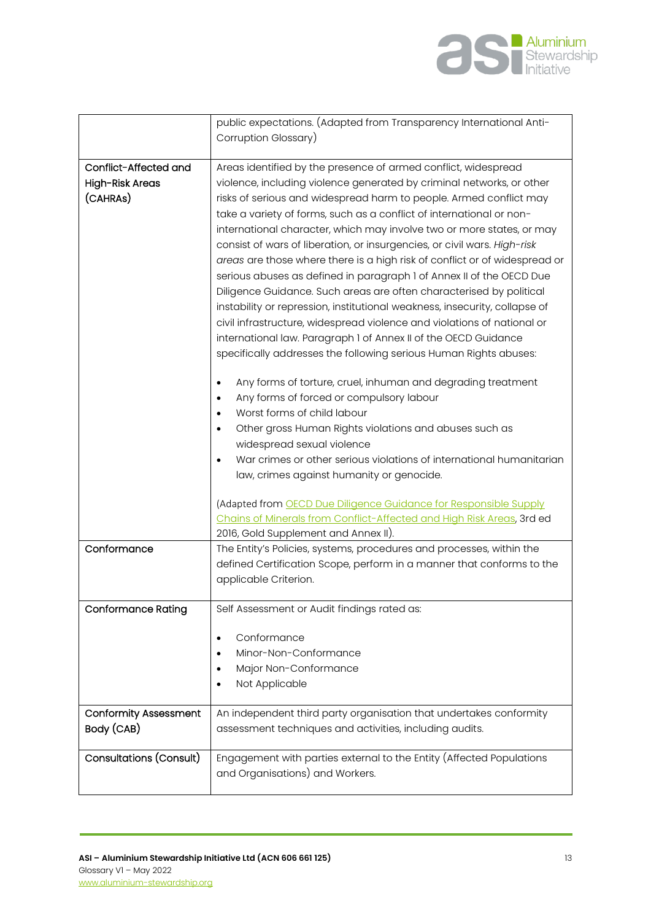| | |
|---|---|
| | public expectations. (Adapted from Transparency International Anti-Corruption Glossary) |
| Conflict-Affected and High-Risk Areas (CAHRAs) | Areas identified by the presence of armed conflict, widespread violence, including violence generated by criminal networks, or other risks of serious and widespread harm to people. Armed conflict may take a variety of forms, such as a conflict of international or non-international character, which may involve two or more states, or may consist of wars of liberation, or insurgencies, or civil wars. *High-risk areas* are those where there is a high risk of conflict or of widespread or serious abuses as defined in paragraph 1 of Annex II of the OECD Due Diligence Guidance. Such areas are often characterised by political instability or repression, institutional weakness, insecurity, collapse of civil infrastructure, widespread violence and violations of national or international law. Paragraph 1 of Annex II of the OECD Guidance specifically addresses the following serious Human Rights abuses:<br><br>• Any forms of torture, cruel, inhuman and degrading treatment<br>• Any forms of forced or compulsory labour<br>• Worst forms of child labour<br>• Other gross Human Rights violations and abuses such as widespread sexual violence<br>• War crimes or other serious violations of international humanitarian law, crimes against humanity or genocide.<br><br>(Adapted from [OECD Due Diligence Guidance for Responsible Supply Chains of Minerals from Conflict-Affected and High Risk Areas](), 3rd ed 2016, Gold Supplement and Annex II). |
| Conformance | The Entity's Policies, systems, procedures and processes, within the defined Certification Scope, perform in a manner that conforms to the applicable Criterion. |
| Conformance Rating | Self Assessment or Audit findings rated as:<br><br>• Conformance<br>• Minor-Non-Conformance<br>• Major Non-Conformance<br>• Not Applicable |
| Conformity Assessment Body (CAB) | An independent third party organisation that undertakes conformity assessment techniques and activities, including audits. |
| Consultations (Consult) | Engagement with parties external to the Entity (Affected Populations and Organisations) and Workers. |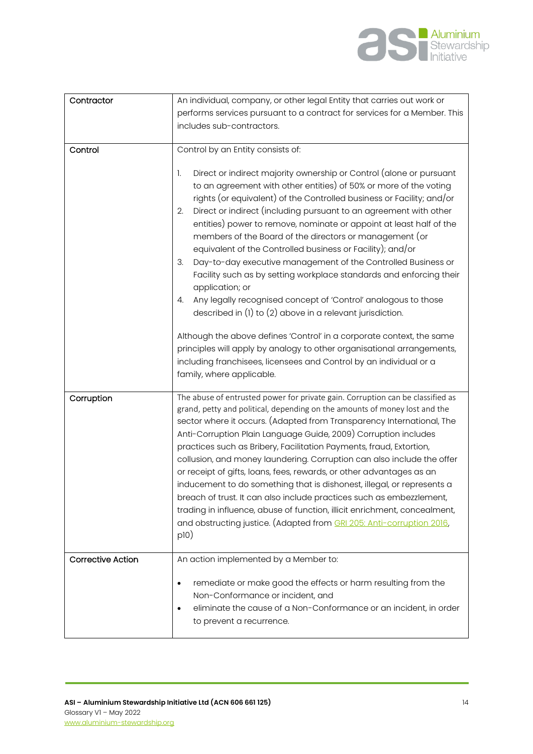| | |
|---|---|
| Contractor | An individual, company, or other legal Entity that carries out work or performs services pursuant to a contract for services for a Member. This includes sub-contractors. |
| Control | Control by an Entity consists of:<br><br>1. Direct or indirect majority ownership or Control (alone or pursuant to an agreement with other entities) of 50% or more of the voting rights (or equivalent) of the Controlled business or Facility; and/or<br>2. Direct or indirect (including pursuant to an agreement with other entities) power to remove, nominate or appoint at least half of the members of the Board of the directors or management (or equivalent of the Controlled business or Facility); and/or<br>3. Day-to-day executive management of the Controlled Business or Facility such as by setting workplace standards and enforcing their application; or<br>4. Any legally recognised concept of 'Control' analogous to those described in (1) to (2) above in a relevant jurisdiction.<br><br>Although the above defines 'Control' in a corporate context, the same principles will apply by analogy to other organisational arrangements, including franchisees, licensees and Control by an individual or a family, where applicable. |
| Corruption | The abuse of entrusted power for private gain. Corruption can be classified as grand, petty and political, depending on the amounts of money lost and the sector where it occurs. (Adapted from Transparency International, The Anti-Corruption Plain Language Guide, 2009) Corruption includes practices such as Bribery, Facilitation Payments, fraud, Extortion, collusion, and money laundering. Corruption can also include the offer or receipt of gifts, loans, fees, rewards, or other advantages as an inducement to do something that is dishonest, illegal, or represents a breach of trust. It can also include practices such as embezzlement, trading in influence, abuse of function, illicit enrichment, concealment, and obstructing justice. (Adapted from GRI 205: Anti-corruption 2016, p10) |
| Corrective Action | An action implemented by a Member to:<br><br>• remediate or make good the effects or harm resulting from the Non-Conformance or incident, and<br>• eliminate the cause of a Non-Conformance or an incident, in order to prevent a recurrence. |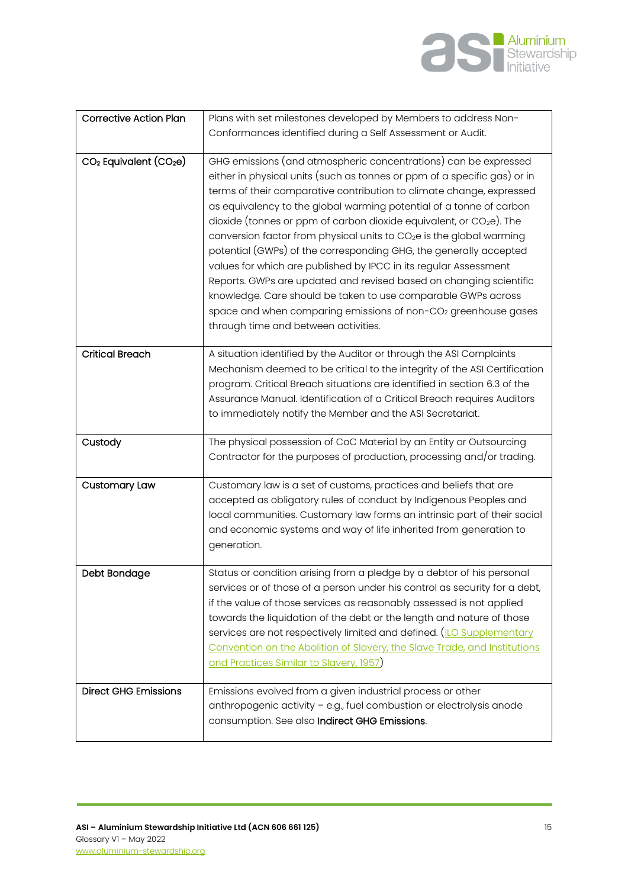| | |
|---|---|
| Corrective Action Plan | Plans with set milestones developed by Members to address Non-Conformances identified during a Self Assessment or Audit. |
| $CO_2$ Equivalent ($CO_2e$) | GHG emissions (and atmospheric concentrations) can be expressed either in physical units (such as tonnes or ppm of a specific gas) or in terms of their comparative contribution to climate change, expressed as equivalency to the global warming potential of a tonne of carbon dioxide (tonnes or ppm of carbon dioxide equivalent, or $CO_2e$). The conversion factor from physical units to $CO_2e$ is the global warming potential (GWPs) of the corresponding GHG, the generally accepted values for which are published by IPCC in its regular Assessment Reports. GWPs are updated and revised based on changing scientific knowledge. Care should be taken to use comparable GWPs across space and when comparing emissions of non-$CO_2$ greenhouse gases through time and between activities. |
| Critical Breach | A situation identified by the Auditor or through the ASI Complaints Mechanism deemed to be critical to the integrity of the ASI Certification program. Critical Breach situations are identified in section 6.3 of the Assurance Manual. Identification of a Critical Breach requires Auditors to immediately notify the Member and the ASI Secretariat. |
| Custody | The physical possession of CoC Material by an Entity or Outsourcing Contractor for the purposes of production, processing and/or trading. |
| Customary Law | Customary law is a set of customs, practices and beliefs that are accepted as obligatory rules of conduct by Indigenous Peoples and local communities. Customary law forms an intrinsic part of their social and economic systems and way of life inherited from generation to generation. |
| Debt Bondage | Status or condition arising from a pledge by a debtor of his personal services or of those of a person under his control as security for a debt, if the value of those services as reasonably assessed is not applied towards the liquidation of the debt or the length and nature of those services are not respectively limited and defined. (ILO Supplementary Convention on the Abolition of Slavery, the Slave Trade, and Institutions and Practices Similar to Slavery, 1957) |
| Direct GHG Emissions | Emissions evolved from a given industrial process or other anthropogenic activity – e.g., fuel combustion or electrolysis anode consumption. See also **Indirect GHG Emissions**. |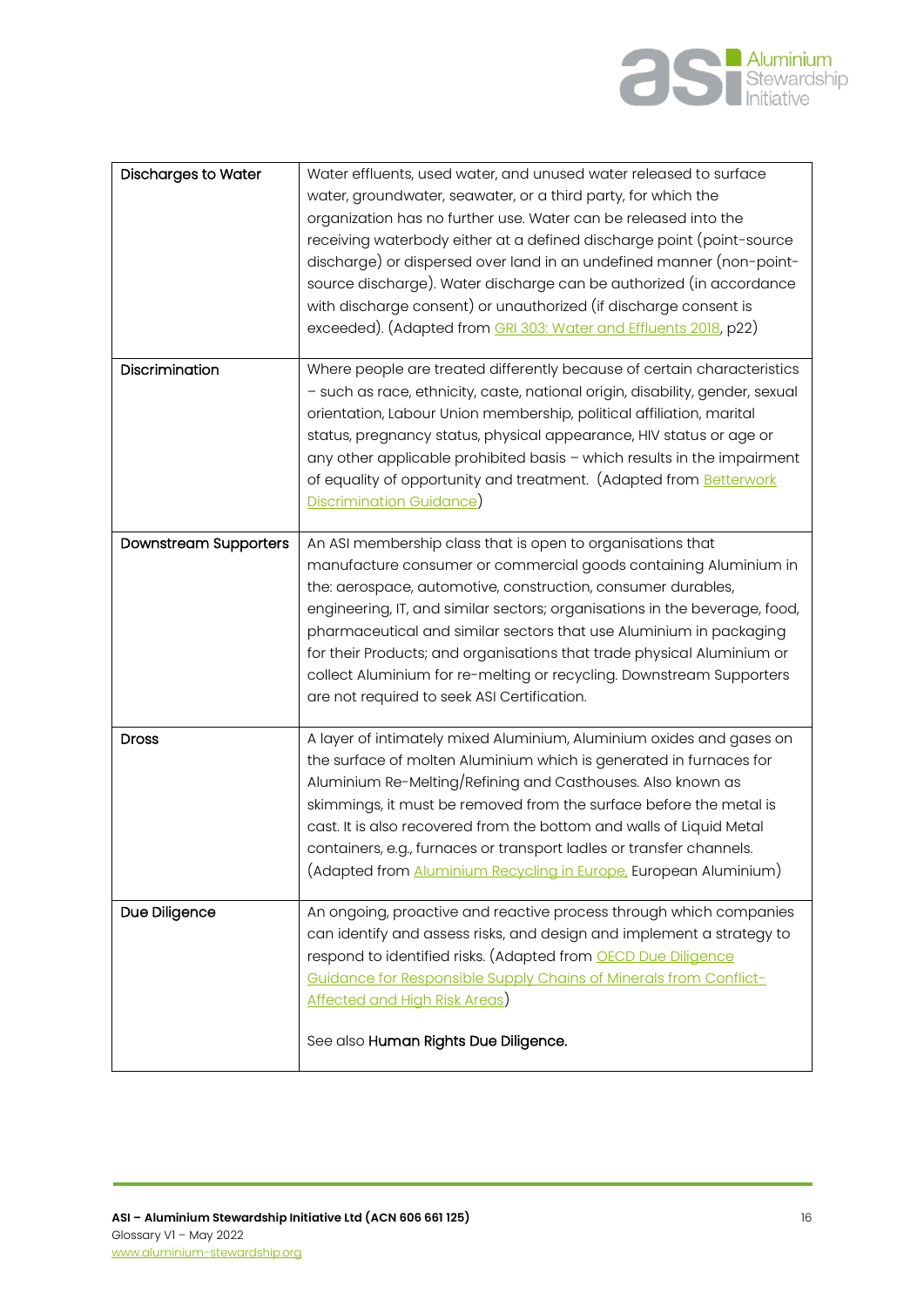| | |
|---|---|
| **Discharges to Water** | Water effluents, used water, and unused water released to surface water, groundwater, seawater, or a third party, for which the organization has no further use. Water can be released into the receiving waterbody either at a defined discharge point (point-source discharge) or dispersed over land in an undefined manner (non-point-source discharge). Water discharge can be authorized (in accordance with discharge consent) or unauthorized (if discharge consent is exceeded). (Adapted from GRI 303: Water and Effluents 2018, p22) |
| **Discrimination** | Where people are treated differently because of certain characteristics – such as race, ethnicity, caste, national origin, disability, gender, sexual orientation, Labour Union membership, political affiliation, marital status, pregnancy status, physical appearance, HIV status or age or any other applicable prohibited basis – which results in the impairment of equality of opportunity and treatment. (Adapted from Betterwork Discrimination Guidance) |
| **Downstream Supporters** | An ASI membership class that is open to organisations that manufacture consumer or commercial goods containing Aluminium in the: aerospace, automotive, construction, consumer durables, engineering, IT, and similar sectors; organisations in the beverage, food, pharmaceutical and similar sectors that use Aluminium in packaging for their Products; and organisations that trade physical Aluminium or collect Aluminium for re-melting or recycling. Downstream Supporters are not required to seek ASI Certification. |
| **Dross** | A layer of intimately mixed Aluminium, Aluminium oxides and gases on the surface of molten Aluminium which is generated in furnaces for Aluminium Re-Melting/Refining and Casthouses. Also known as skimmings, it must be removed from the surface before the metal is cast. It is also recovered from the bottom and walls of Liquid Metal containers, e.g., furnaces or transport ladles or transfer channels. (Adapted from Aluminium Recycling in Europe, European Aluminium) |
| **Due Diligence** | An ongoing, proactive and reactive process through which companies can identify and assess risks, and design and implement a strategy to respond to identified risks. (Adapted from OECD Due Diligence Guidance for Responsible Supply Chains of Minerals from Conflict-Affected and High Risk Areas)<br><br>See also **Human Rights Due Diligence.** |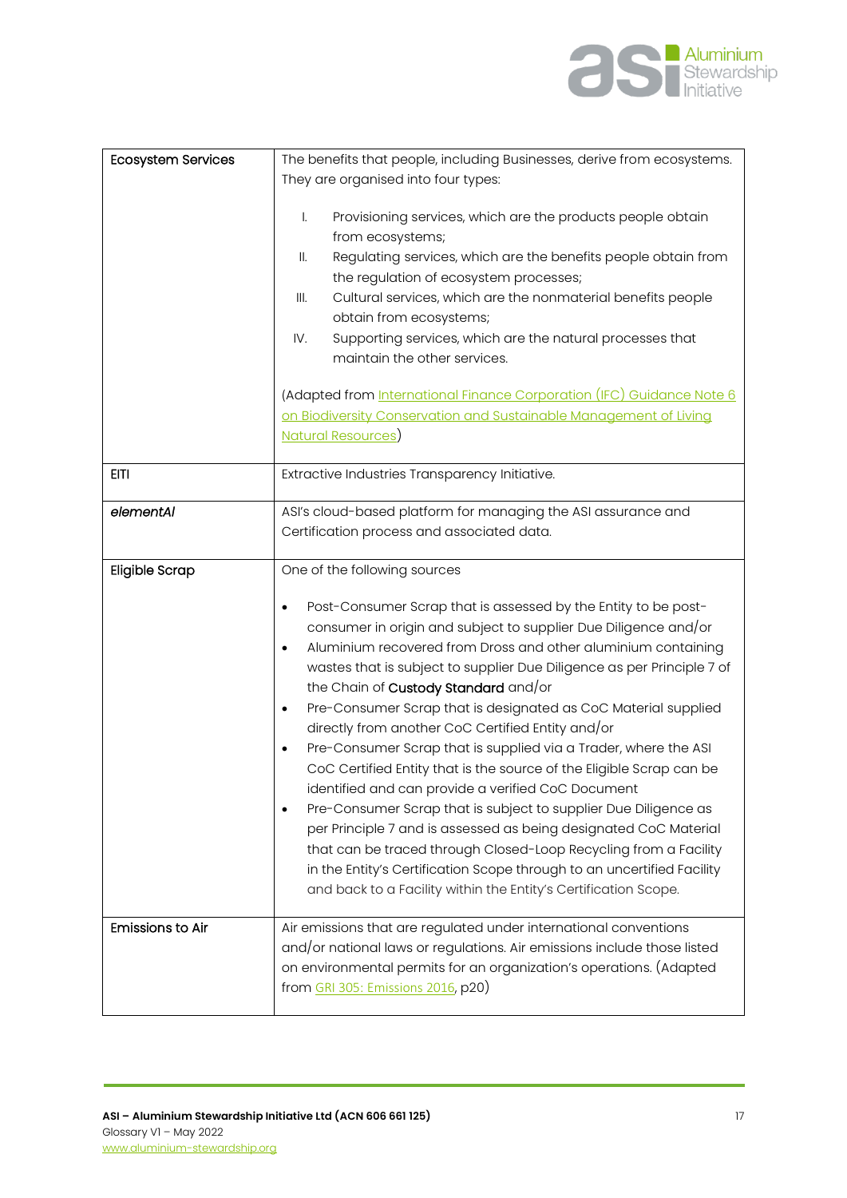| Ecosystem Services | The benefits that people, including Businesses, derive from ecosystems. They are organised into four types:<br><br>I. Provisioning services, which are the products people obtain from ecosystems;<br>II. Regulating services, which are the benefits people obtain from the regulation of ecosystem processes;<br>III. Cultural services, which are the nonmaterial benefits people obtain from ecosystems;<br>IV. Supporting services, which are the natural processes that maintain the other services.<br><br>(Adapted from International Finance Corporation (IFC) Guidance Note 6 on Biodiversity Conservation and Sustainable Management of Living Natural Resources) |
|---|---|
| EITI | Extractive Industries Transparency Initiative. |
| *elementAl* | ASI's cloud-based platform for managing the ASI assurance and Certification process and associated data. |
| Eligible Scrap | One of the following sources<br><br>• Post-Consumer Scrap that is assessed by the Entity to be post-consumer in origin and subject to supplier Due Diligence and/or<br>• Aluminium recovered from Dross and other aluminium containing wastes that is subject to supplier Due Diligence as per Principle 7 of the Chain of Custody Standard and/or<br>• Pre-Consumer Scrap that is designated as CoC Material supplied directly from another CoC Certified Entity and/or<br>• Pre-Consumer Scrap that is supplied via a Trader, where the ASI CoC Certified Entity that is the source of the Eligible Scrap can be identified and can provide a verified CoC Document<br>• Pre-Consumer Scrap that is subject to supplier Due Diligence as per Principle 7 and is assessed as being designated CoC Material that can be traced through Closed-Loop Recycling from a Facility in the Entity's Certification Scope through to an uncertified Facility and back to a Facility within the Entity's Certification Scope. |
| Emissions to Air | Air emissions that are regulated under international conventions and/or national laws or regulations. Air emissions include those listed on environmental permits for an organization's operations. (Adapted from GRI 305: Emissions 2016, p20) |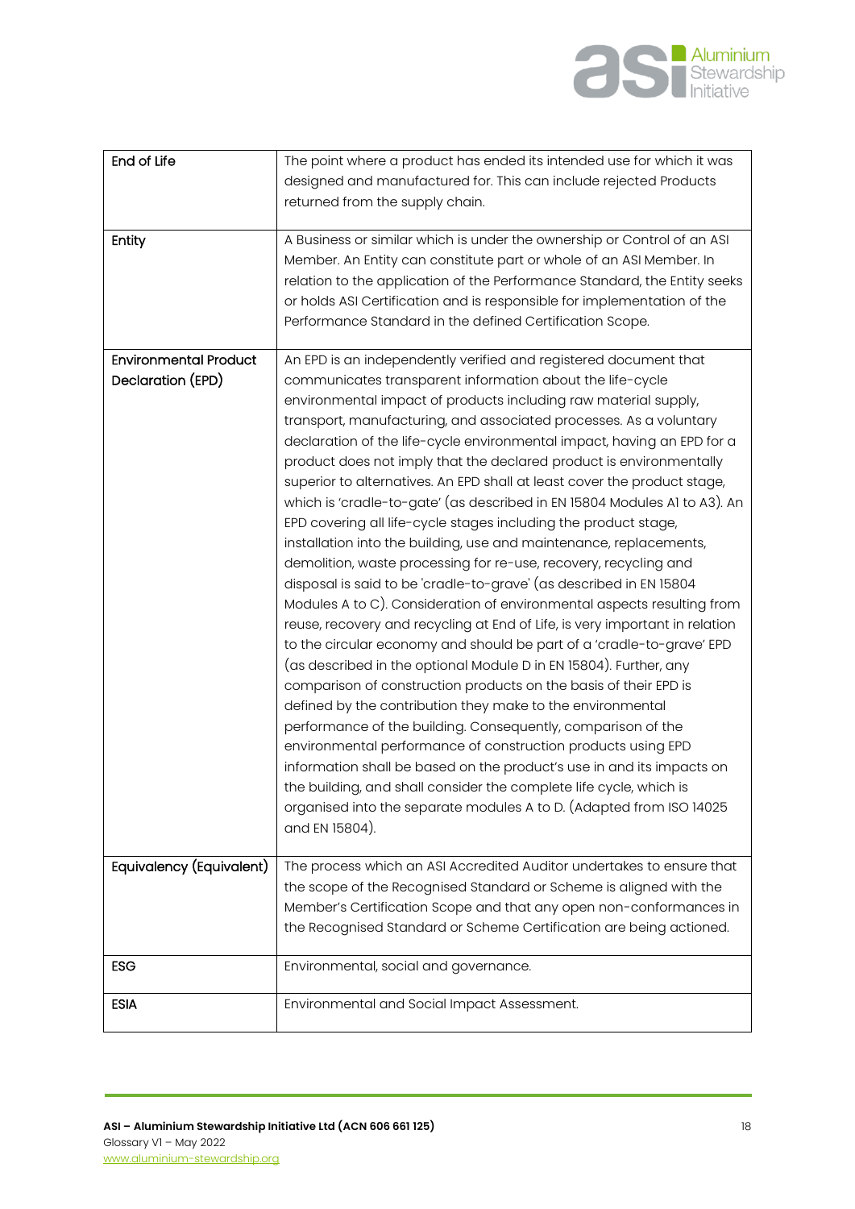| | |
|---|---|
| End of Life | The point where a product has ended its intended use for which it was designed and manufactured for. This can include rejected Products returned from the supply chain. |
| Entity | A Business or similar which is under the ownership or Control of an ASI Member. An Entity can constitute part or whole of an ASI Member. In relation to the application of the Performance Standard, the Entity seeks or holds ASI Certification and is responsible for implementation of the Performance Standard in the defined Certification Scope. |
| Environmental Product Declaration (EPD) | An EPD is an independently verified and registered document that communicates transparent information about the life-cycle environmental impact of products including raw material supply, transport, manufacturing, and associated processes. As a voluntary declaration of the life-cycle environmental impact, having an EPD for a product does not imply that the declared product is environmentally superior to alternatives. An EPD shall at least cover the product stage, which is 'cradle-to-gate' (as described in EN 15804 Modules A1 to A3). An EPD covering all life-cycle stages including the product stage, installation into the building, use and maintenance, replacements, demolition, waste processing for re-use, recovery, recycling and disposal is said to be 'cradle-to-grave' (as described in EN 15804 Modules A to C). Consideration of environmental aspects resulting from reuse, recovery and recycling at End of Life, is very important in relation to the circular economy and should be part of a 'cradle-to-grave' EPD (as described in the optional Module D in EN 15804). Further, any comparison of construction products on the basis of their EPD is defined by the contribution they make to the environmental performance of the building. Consequently, comparison of the environmental performance of construction products using EPD information shall be based on the product's use in and its impacts on the building, and shall consider the complete life cycle, which is organised into the separate modules A to D. (Adapted from ISO 14025 and EN 15804). |
| Equivalency (Equivalent) | The process which an ASI Accredited Auditor undertakes to ensure that the scope of the Recognised Standard or Scheme is aligned with the Member's Certification Scope and that any open non-conformances in the Recognised Standard or Scheme Certification are being actioned. |
| ESG | Environmental, social and governance. |
| ESIA | Environmental and Social Impact Assessment. |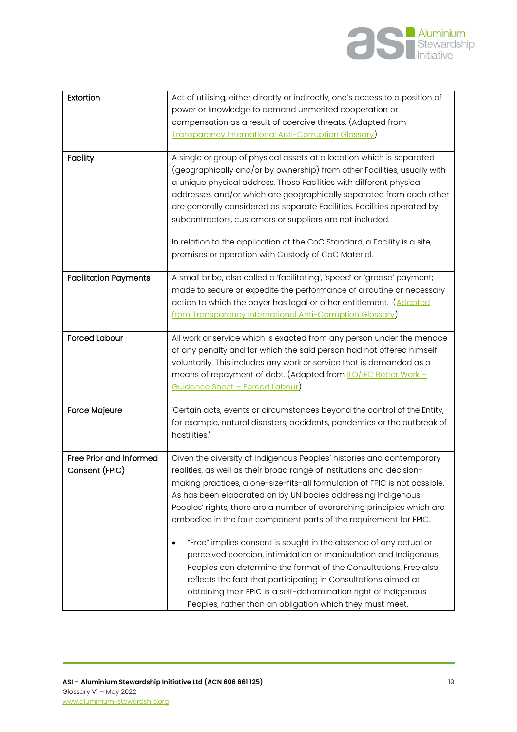| | |
|---|---|
| **Extortion** | Act of utilising, either directly or indirectly, one's access to a position of power or knowledge to demand unmerited cooperation or compensation as a result of coercive threats. (Adapted from Transparency International Anti-Corruption Glossary) |
| **Facility** | A single or group of physical assets at a location which is separated (geographically and/or by ownership) from other Facilities, usually with a unique physical address. Those Facilities with different physical addresses and/or which are geographically separated from each other are generally considered as separate Facilities. Facilities operated by subcontractors, customers or suppliers are not included.<br><br>In relation to the application of the CoC Standard, a Facility is a site, premises or operation with Custody of CoC Material. |
| **Facilitation Payments** | A small bribe, also called a 'facilitating', 'speed' or 'grease' payment; made to secure or expedite the performance of a routine or necessary action to which the payer has legal or other entitlement. (Adapted from Transparency International Anti-Corruption Glossary) |
| **Forced Labour** | All work or service which is exacted from any person under the menace of any penalty and for which the said person had not offered himself voluntarily. This includes any work or service that is demanded as a means of repayment of debt. (Adapted from ILO/IFC Better Work – Guidance Sheet – Forced Labour) |
| **Force Majeure** | 'Certain acts, events or circumstances beyond the control of the Entity, for example, natural disasters, accidents, pandemics or the outbreak of hostilities.' |
| **Free Prior and Informed Consent (FPIC)** | Given the diversity of Indigenous Peoples' histories and contemporary realities, as well as their broad range of institutions and decision-making practices, a one-size-fits-all formulation of FPIC is not possible. As has been elaborated on by UN bodies addressing Indigenous Peoples' rights, there are a number of overarching principles which are embodied in the four component parts of the requirement for FPIC.<br><br>• "Free" implies consent is sought in the absence of any actual or perceived coercion, intimidation or manipulation and Indigenous Peoples can determine the format of the Consultations. Free also reflects the fact that participating in Consultations aimed at obtaining their FPIC is a self-determination right of Indigenous Peoples, rather than an obligation which they must meet. |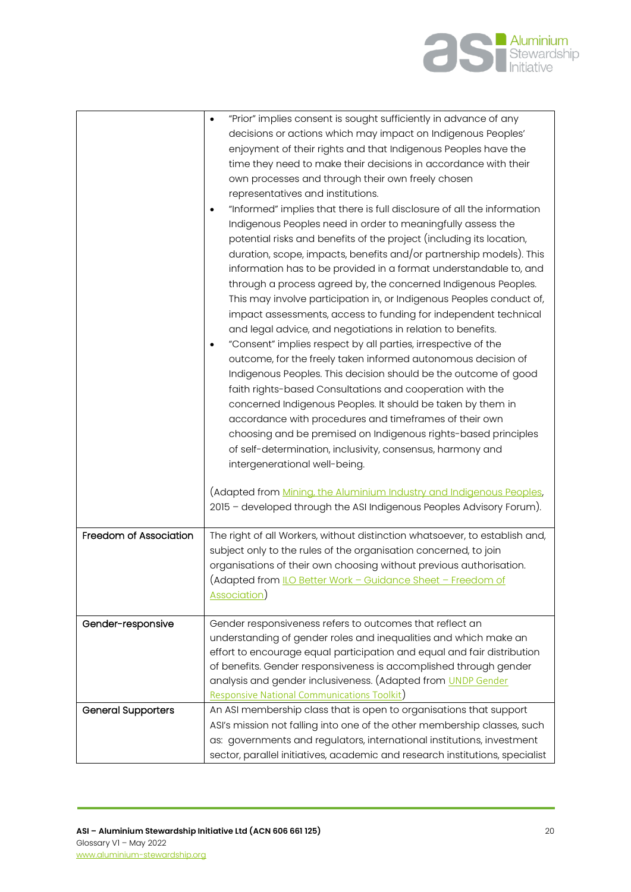| | |
|---|---|
| | • "Prior" implies consent is sought sufficiently in advance of any decisions or actions which may impact on Indigenous Peoples' enjoyment of their rights and that Indigenous Peoples have the time they need to make their decisions in accordance with their own processes and through their own freely chosen representatives and institutions.<br>• "Informed" implies that there is full disclosure of all the information Indigenous Peoples need in order to meaningfully assess the potential risks and benefits of the project (including its location, duration, scope, impacts, benefits and/or partnership models). This information has to be provided in a format understandable to, and through a process agreed by, the concerned Indigenous Peoples. This may involve participation in, or Indigenous Peoples conduct of, impact assessments, access to funding for independent technical and legal advice, and negotiations in relation to benefits.<br>• "Consent" implies respect by all parties, irrespective of the outcome, for the freely taken informed autonomous decision of Indigenous Peoples. This decision should be the outcome of good faith rights-based Consultations and cooperation with the concerned Indigenous Peoples. It should be taken by them in accordance with procedures and timeframes of their own choosing and be premised on Indigenous rights-based principles of self-determination, inclusivity, consensus, harmony and intergenerational well-being.<br><br>(Adapted from Mining, the Aluminium Industry and Indigenous Peoples, 2015 – developed through the ASI Indigenous Peoples Advisory Forum). |
| **Freedom of Association** | The right of all Workers, without distinction whatsoever, to establish and, subject only to the rules of the organisation concerned, to join organisations of their own choosing without previous authorisation. (Adapted from ILO Better Work – Guidance Sheet – Freedom of Association) |
| **Gender-responsive** | Gender responsiveness refers to outcomes that reflect an understanding of gender roles and inequalities and which make an effort to encourage equal participation and equal and fair distribution of benefits. Gender responsiveness is accomplished through gender analysis and gender inclusiveness. (Adapted from UNDP Gender Responsive National Communications Toolkit) |
| **General Supporters** | An ASI membership class that is open to organisations that support ASI's mission not falling into one of the other membership classes, such as: governments and regulators, international institutions, investment sector, parallel initiatives, academic and research institutions, specialist |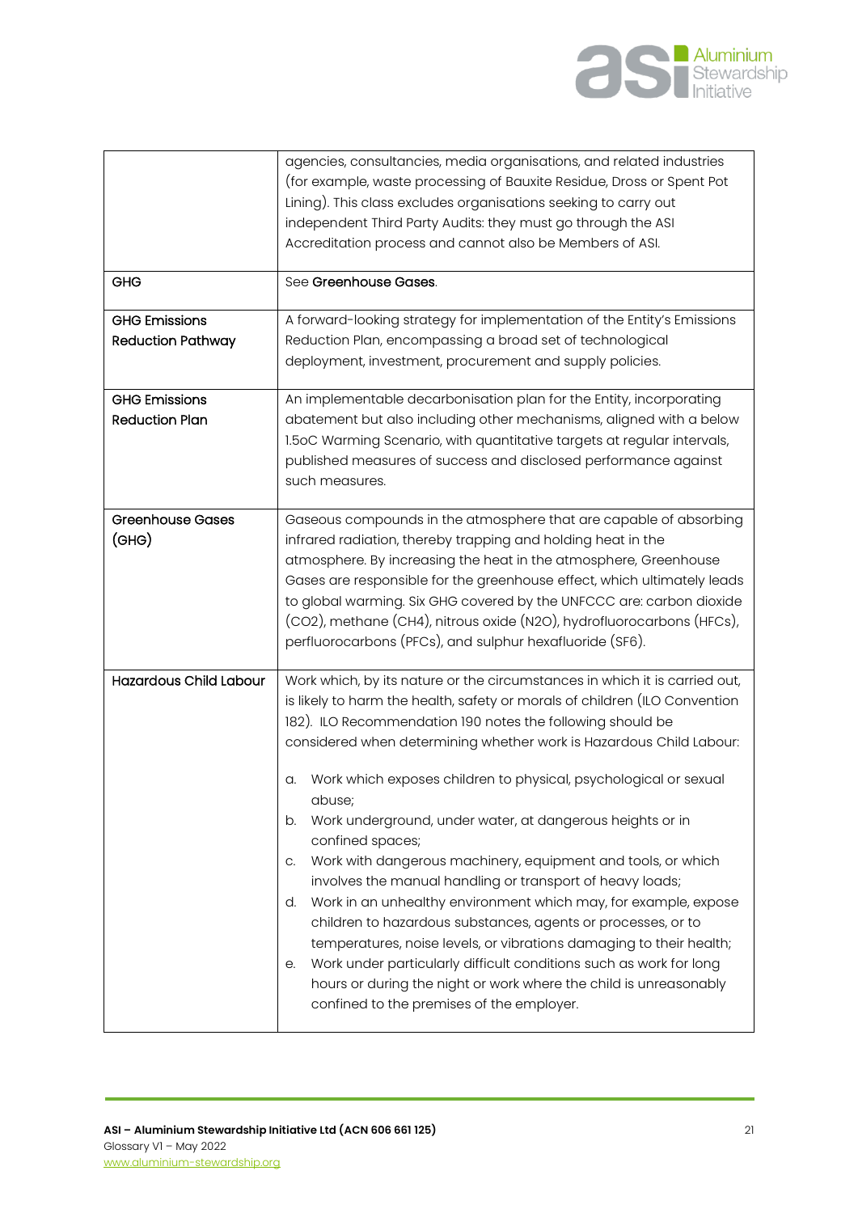| | |
|---|---|
| | agencies, consultancies, media organisations, and related industries (for example, waste processing of Bauxite Residue, Dross or Spent Pot Lining). This class excludes organisations seeking to carry out independent Third Party Audits: they must go through the ASI Accreditation process and cannot also be Members of ASI. |
| GHG | See **Greenhouse Gases**. |
| GHG Emissions Reduction Pathway | A forward-looking strategy for implementation of the Entity's Emissions Reduction Plan, encompassing a broad set of technological deployment, investment, procurement and supply policies. |
| GHG Emissions Reduction Plan | An implementable decarbonisation plan for the Entity, incorporating abatement but also including other mechanisms, aligned with a below 1.5oC Warming Scenario, with quantitative targets at regular intervals, published measures of success and disclosed performance against such measures. |
| Greenhouse Gases (GHG) | Gaseous compounds in the atmosphere that are capable of absorbing infrared radiation, thereby trapping and holding heat in the atmosphere. By increasing the heat in the atmosphere, Greenhouse Gases are responsible for the greenhouse effect, which ultimately leads to global warming. Six GHG covered by the UNFCCC are: carbon dioxide ($CO_2$), methane ($CH_4$), nitrous oxide ($N_2O$), hydrofluorocarbons (HFCs), perfluorocarbons (PFCs), and sulphur hexafluoride ($SF_6$). |
| Hazardous Child Labour | Work which, by its nature or the circumstances in which it is carried out, is likely to harm the health, safety or morals of children (ILO Convention 182). ILO Recommendation 190 notes the following should be considered when determining whether work is Hazardous Child Labour:<br><br>a. Work which exposes children to physical, psychological or sexual abuse;<br>b. Work underground, under water, at dangerous heights or in confined spaces;<br>c. Work with dangerous machinery, equipment and tools, or which involves the manual handling or transport of heavy loads;<br>d. Work in an unhealthy environment which may, for example, expose children to hazardous substances, agents or processes, or to temperatures, noise levels, or vibrations damaging to their health;<br>e. Work under particularly difficult conditions such as work for long hours or during the night or work where the child is unreasonably confined to the premises of the employer. |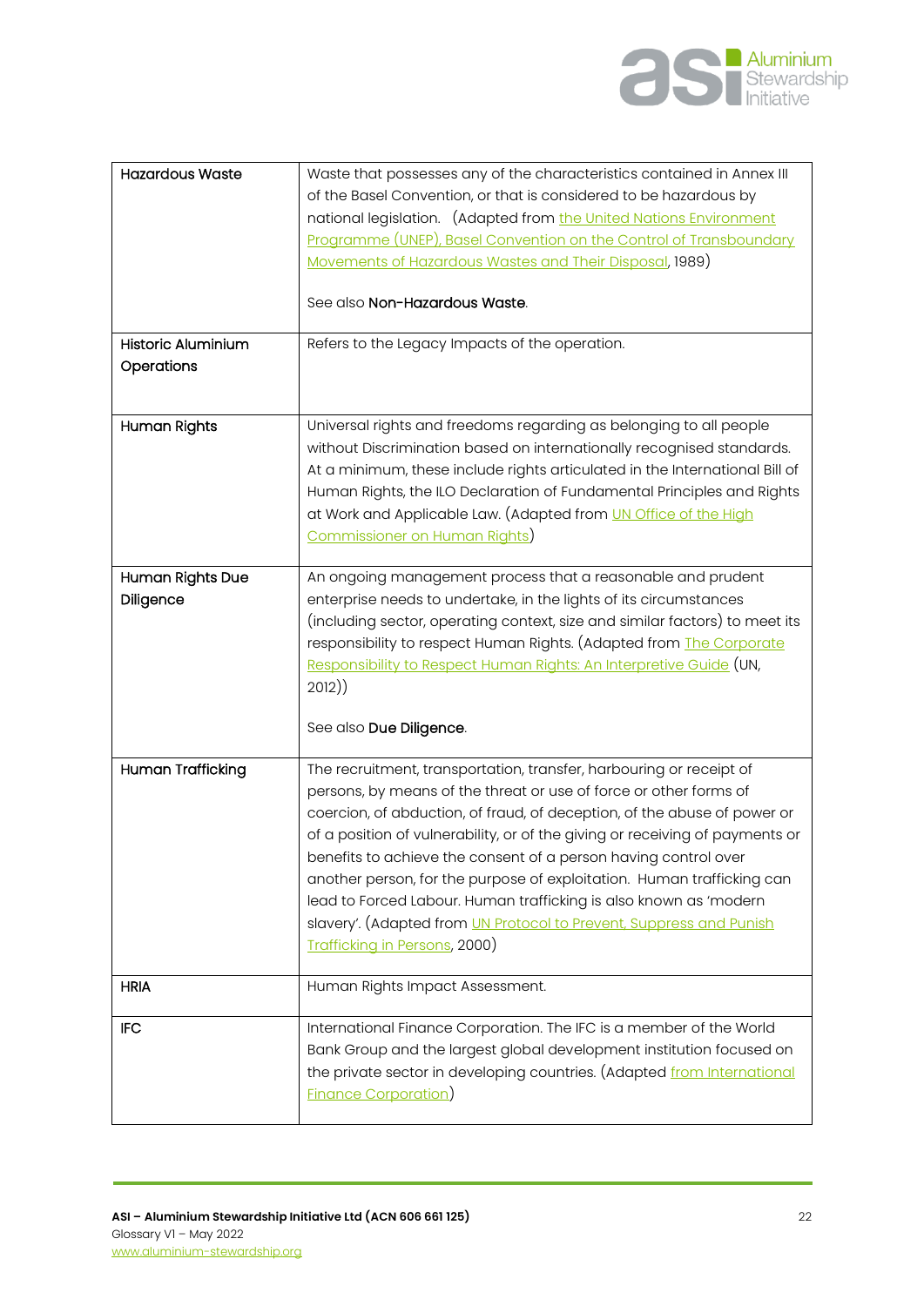| | |
|---|---|
| Hazardous Waste | Waste that possesses any of the characteristics contained in Annex III of the Basel Convention, or that is considered to be hazardous by national legislation. (Adapted from the United Nations Environment Programme (UNEP), Basel Convention on the Control of Transboundary Movements of Hazardous Wastes and Their Disposal, 1989)<br><br>See also **Non-Hazardous Waste**. |
| Historic Aluminium Operations | Refers to the Legacy Impacts of the operation. |
| Human Rights | Universal rights and freedoms regarding as belonging to all people without Discrimination based on internationally recognised standards. At a minimum, these include rights articulated in the International Bill of Human Rights, the ILO Declaration of Fundamental Principles and Rights at Work and Applicable Law. (Adapted from UN Office of the High Commissioner on Human Rights) |
| Human Rights Due Diligence | An ongoing management process that a reasonable and prudent enterprise needs to undertake, in the lights of its circumstances (including sector, operating context, size and similar factors) to meet its responsibility to respect Human Rights. (Adapted from The Corporate Responsibility to Respect Human Rights: An Interpretive Guide (UN, 2012))<br><br>See also **Due Diligence**. |
| Human Trafficking | The recruitment, transportation, transfer, harbouring or receipt of persons, by means of the threat or use of force or other forms of coercion, of abduction, of fraud, of deception, of the abuse of power or of a position of vulnerability, or of the giving or receiving of payments or benefits to achieve the consent of a person having control over another person, for the purpose of exploitation. Human trafficking can lead to Forced Labour. Human trafficking is also known as 'modern slavery'. (Adapted from UN Protocol to Prevent, Suppress and Punish Trafficking in Persons, 2000) |
| HRIA | Human Rights Impact Assessment. |
| IFC | International Finance Corporation. The IFC is a member of the World Bank Group and the largest global development institution focused on the private sector in developing countries. (Adapted from International Finance Corporation) |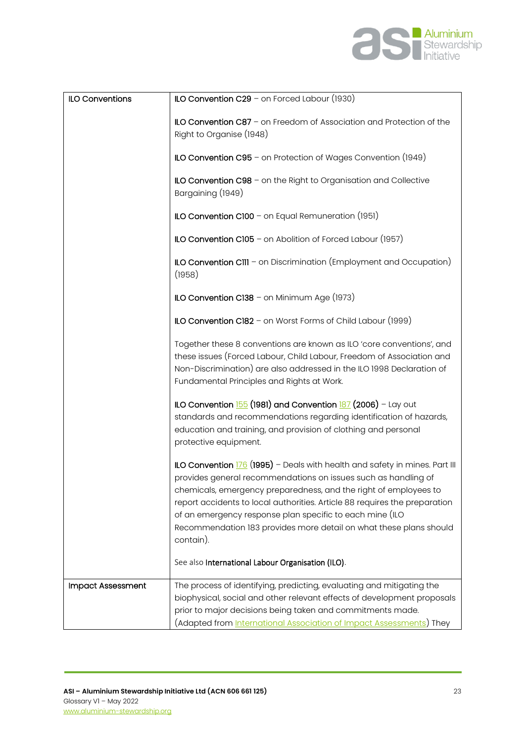| | |
|---|---|
| ILO Conventions | **ILO Convention C29** – on Forced Labour (1930)<br><br>**ILO Convention C87** – on Freedom of Association and Protection of the Right to Organise (1948)<br><br>**ILO Convention C95** – on Protection of Wages Convention (1949)<br><br>**ILO Convention C98** – on the Right to Organisation and Collective Bargaining (1949)<br><br>**ILO Convention C100** – on Equal Remuneration (1951)<br><br>**ILO Convention C105** – on Abolition of Forced Labour (1957)<br><br>**ILO Convention C111** – on Discrimination (Employment and Occupation) (1958)<br><br>**ILO Convention C138** – on Minimum Age (1973)<br><br>**ILO Convention C182** – on Worst Forms of Child Labour (1999)<br><br>Together these 8 conventions are known as ILO 'core conventions', and these issues (Forced Labour, Child Labour, Freedom of Association and Non-Discrimination) are also addressed in the ILO 1998 Declaration of Fundamental Principles and Rights at Work.<br><br>**ILO Convention** 155 **(1981) and Convention** 187 **(2006)** – Lay out standards and recommendations regarding identification of hazards, education and training, and provision of clothing and personal protective equipment.<br><br>**ILO Convention** 176 (**1995)** – Deals with health and safety in mines. Part III provides general recommendations on issues such as handling of chemicals, emergency preparedness, and the right of employees to report accidents to local authorities. Article 88 requires the preparation of an emergency response plan specific to each mine (ILO Recommendation 183 provides more detail on what these plans should contain).<br><br>See also **International Labour Organisation (ILO)**. |
| Impact Assessment | The process of identifying, predicting, evaluating and mitigating the biophysical, social and other relevant effects of development proposals prior to major decisions being taken and commitments made. (Adapted from International Association of Impact Assessments) They |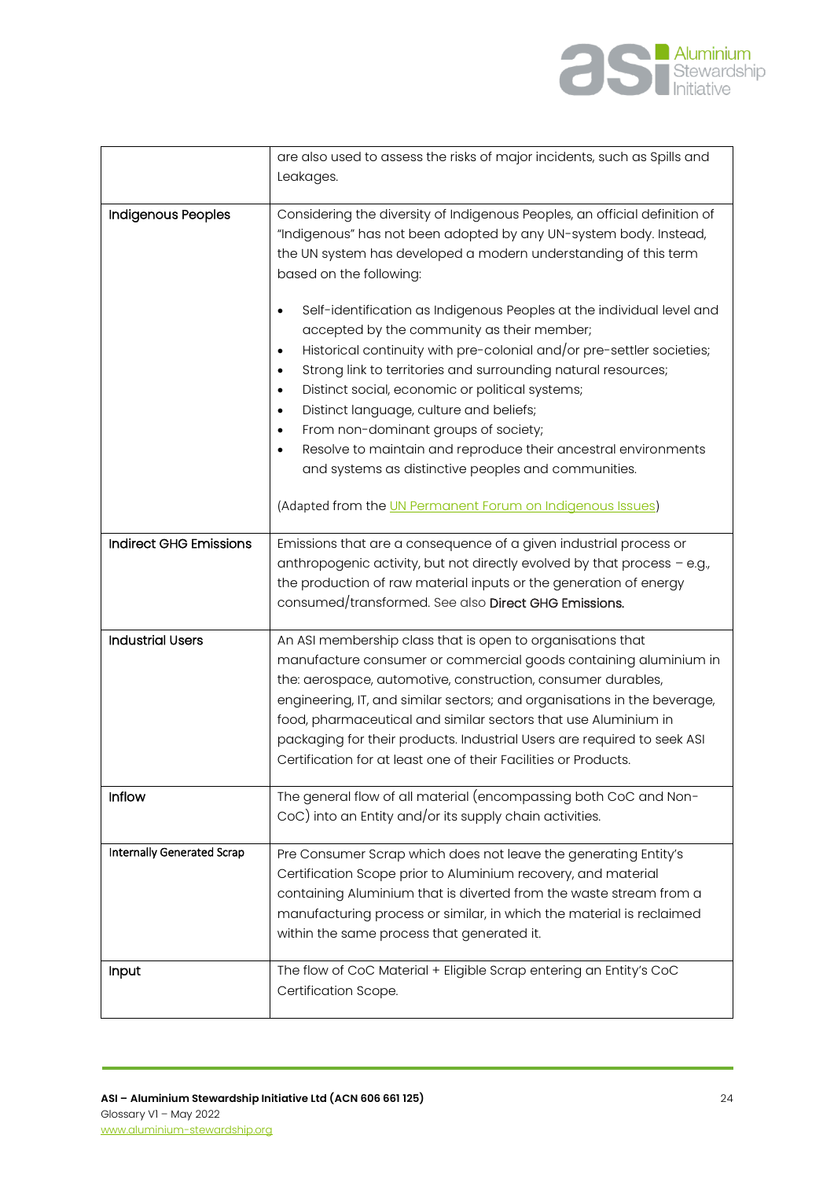| | |
|---|---|
| | are also used to assess the risks of major incidents, such as Spills and Leakages. |
| Indigenous Peoples | Considering the diversity of Indigenous Peoples, an official definition of "Indigenous" has not been adopted by any UN-system body. Instead, the UN system has developed a modern understanding of this term based on the following:<br><br>• Self-identification as Indigenous Peoples at the individual level and accepted by the community as their member;<br>• Historical continuity with pre-colonial and/or pre-settler societies;<br>• Strong link to territories and surrounding natural resources;<br>• Distinct social, economic or political systems;<br>• Distinct language, culture and beliefs;<br>• From non-dominant groups of society;<br>• Resolve to maintain and reproduce their ancestral environments and systems as distinctive peoples and communities.<br><br>(Adapted from the [UN Permanent Forum on Indigenous Issues](UN Permanent Forum on Indigenous Issues)) |
| Indirect GHG Emissions | Emissions that are a consequence of a given industrial process or anthropogenic activity, but not directly evolved by that process – e.g., the production of raw material inputs or the generation of energy consumed/transformed. See also **Direct GHG Emissions.** |
| Industrial Users | An ASI membership class that is open to organisations that manufacture consumer or commercial goods containing aluminium in the: aerospace, automotive, construction, consumer durables, engineering, IT, and similar sectors; and organisations in the beverage, food, pharmaceutical and similar sectors that use Aluminium in packaging for their products. Industrial Users are required to seek ASI Certification for at least one of their Facilities or Products. |
| Inflow | The general flow of all material (encompassing both CoC and Non-CoC) into an Entity and/or its supply chain activities. |
| Internally Generated Scrap | Pre Consumer Scrap which does not leave the generating Entity's Certification Scope prior to Aluminium recovery, and material containing Aluminium that is diverted from the waste stream from a manufacturing process or similar, in which the material is reclaimed within the same process that generated it. |
| Input | The flow of CoC Material + Eligible Scrap entering an Entity's CoC Certification Scope. |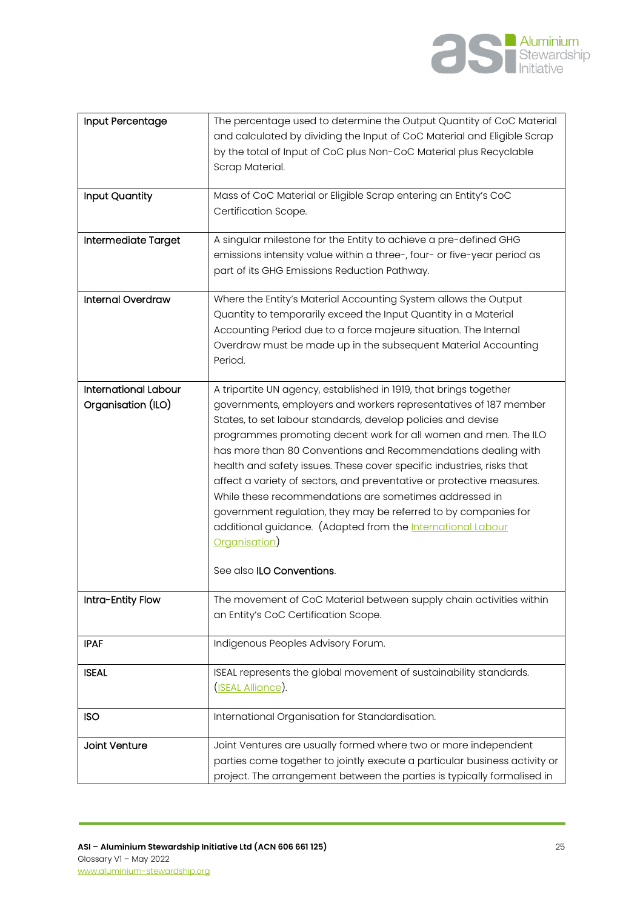| | |
|---|---|
| **Input Percentage** | The percentage used to determine the Output Quantity of CoC Material and calculated by dividing the Input of CoC Material and Eligible Scrap by the total of Input of CoC plus Non-CoC Material plus Recyclable Scrap Material. |
| **Input Quantity** | Mass of CoC Material or Eligible Scrap entering an Entity's CoC Certification Scope. |
| **Intermediate Target** | A singular milestone for the Entity to achieve a pre-defined GHG emissions intensity value within a three-, four- or five-year period as part of its GHG Emissions Reduction Pathway. |
| **Internal Overdraw** | Where the Entity's Material Accounting System allows the Output Quantity to temporarily exceed the Input Quantity in a Material Accounting Period due to a force majeure situation. The Internal Overdraw must be made up in the subsequent Material Accounting Period. |
| **International Labour Organisation (ILO)** | A tripartite UN agency, established in 1919, that brings together governments, employers and workers representatives of 187 member States, to set labour standards, develop policies and devise programmes promoting decent work for all women and men. The ILO has more than 80 Conventions and Recommendations dealing with health and safety issues. These cover specific industries, risks that affect a variety of sectors, and preventative or protective measures. While these recommendations are sometimes addressed in government regulation, they may be referred to by companies for additional guidance. (Adapted from the International Labour Organisation)<br><br>See also **ILO Conventions**. |
| **Intra-Entity Flow** | The movement of CoC Material between supply chain activities within an Entity's CoC Certification Scope. |
| **IPAF** | Indigenous Peoples Advisory Forum. |
| **ISEAL** | ISEAL represents the global movement of sustainability standards. (ISEAL Alliance). |
| **ISO** | International Organisation for Standardisation. |
| **Joint Venture** | Joint Ventures are usually formed where two or more independent parties come together to jointly execute a particular business activity or project. The arrangement between the parties is typically formalised in |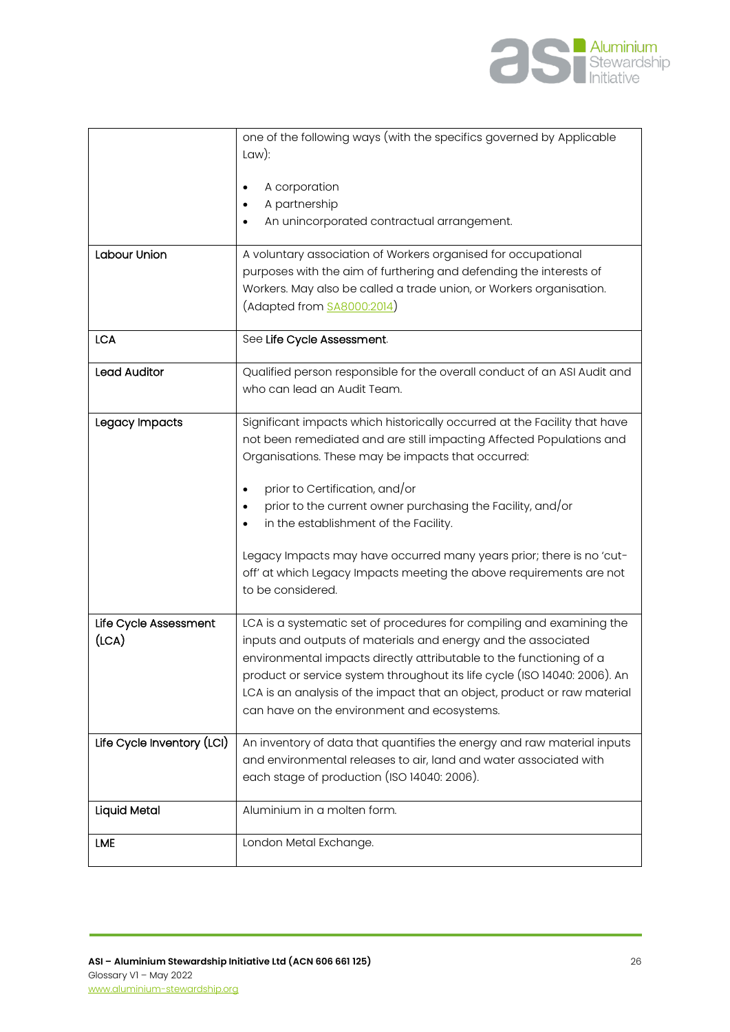| | |
|---|---|
| | one of the following ways (with the specifics governed by Applicable Law):<br><br>• A corporation<br>• A partnership<br>• An unincorporated contractual arrangement. |
| **Labour Union** | A voluntary association of Workers organised for occupational purposes with the aim of furthering and defending the interests of Workers. May also be called a trade union, or Workers organisation. (Adapted from SA8000:2014) |
| **LCA** | See **Life Cycle Assessment**. |
| **Lead Auditor** | Qualified person responsible for the overall conduct of an ASI Audit and who can lead an Audit Team. |
| **Legacy Impacts** | Significant impacts which historically occurred at the Facility that have not been remediated and are still impacting Affected Populations and Organisations. These may be impacts that occurred:<br><br>• prior to Certification, and/or<br>• prior to the current owner purchasing the Facility, and/or<br>• in the establishment of the Facility.<br><br>Legacy Impacts may have occurred many years prior; there is no 'cut-off' at which Legacy Impacts meeting the above requirements are not to be considered. |
| **Life Cycle Assessment (LCA)** | LCA is a systematic set of procedures for compiling and examining the inputs and outputs of materials and energy and the associated environmental impacts directly attributable to the functioning of a product or service system throughout its life cycle (ISO 14040: 2006). An LCA is an analysis of the impact that an object, product or raw material can have on the environment and ecosystems. |
| **Life Cycle Inventory (LCI)** | An inventory of data that quantifies the energy and raw material inputs and environmental releases to air, land and water associated with each stage of production (ISO 14040: 2006). |
| **Liquid Metal** | Aluminium in a molten form. |
| **LME** | London Metal Exchange. |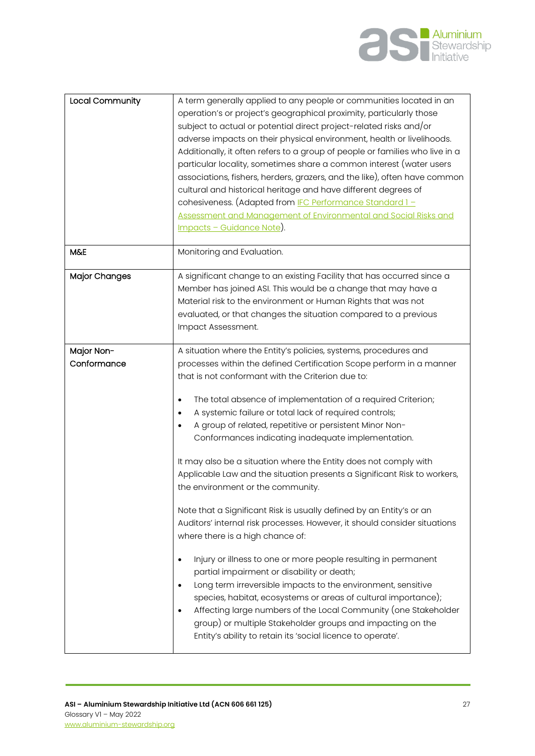| | |
|---|---|
| **Local Community** | A term generally applied to any people or communities located in an operation's or project's geographical proximity, particularly those subject to actual or potential direct project-related risks and/or adverse impacts on their physical environment, health or livelihoods. Additionally, it often refers to a group of people or families who live in a particular locality, sometimes share a common interest (water users associations, fishers, herders, grazers, and the like), often have common cultural and historical heritage and have different degrees of cohesiveness. (Adapted from [IFC Performance Standard 1 – Assessment and Management of Environmental and Social Risks and Impacts – Guidance Note](IFC Performance Standard 1 – Assessment and Management of Environmental and Social Risks and Impacts – Guidance Note)). |
| **M&E** | Monitoring and Evaluation. |
| **Major Changes** | A significant change to an existing Facility that has occurred since a Member has joined ASI. This would be a change that may have a Material risk to the environment or Human Rights that was not evaluated, or that changes the situation compared to a previous Impact Assessment. |
| **Major Non-Conformance** | A situation where the Entity's policies, systems, procedures and processes within the defined Certification Scope perform in a manner that is not conformant with the Criterion due to:<br><br>• The total absence of implementation of a required Criterion;<br>• A systemic failure or total lack of required controls;<br>• A group of related, repetitive or persistent Minor Non-Conformances indicating inadequate implementation.<br><br>It may also be a situation where the Entity does not comply with Applicable Law and the situation presents a Significant Risk to workers, the environment or the community.<br><br>Note that a Significant Risk is usually defined by an Entity's or an Auditors' internal risk processes. However, it should consider situations where there is a high chance of:<br><br>• Injury or illness to one or more people resulting in permanent partial impairment or disability or death;<br>• Long term irreversible impacts to the environment, sensitive species, habitat, ecosystems or areas of cultural importance);<br>• Affecting large numbers of the Local Community (one Stakeholder group) or multiple Stakeholder groups and impacting on the Entity's ability to retain its 'social licence to operate'. |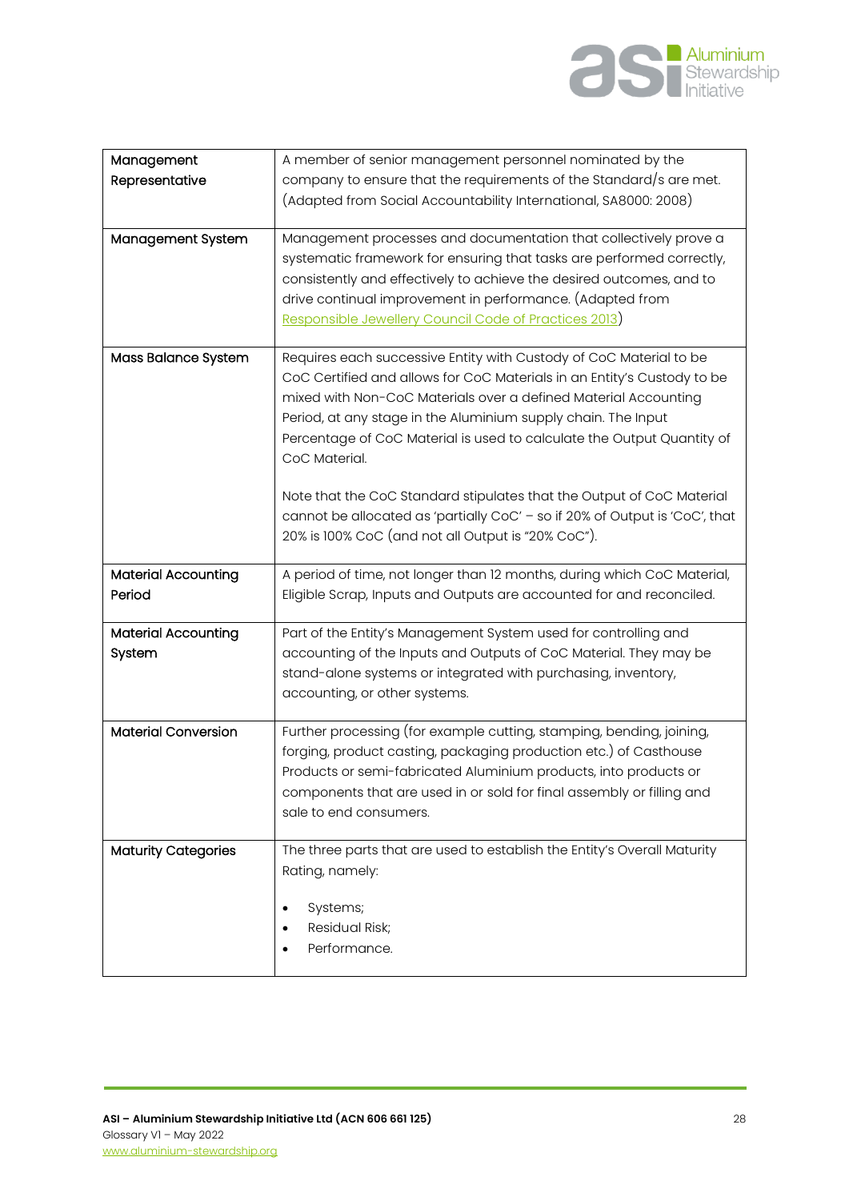| | |
|---|---|
| **Management Representative** | A member of senior management personnel nominated by the company to ensure that the requirements of the Standard/s are met. (Adapted from Social Accountability International, SA8000: 2008) |
| **Management System** | Management processes and documentation that collectively prove a systematic framework for ensuring that tasks are performed correctly, consistently and effectively to achieve the desired outcomes, and to drive continual improvement in performance. (Adapted from [Responsible Jewellery Council Code of Practices 2013](https://www.responsiblejewellery.com)) |
| **Mass Balance System** | Requires each successive Entity with Custody of CoC Material to be CoC Certified and allows for CoC Materials in an Entity's Custody to be mixed with Non-CoC Materials over a defined Material Accounting Period, at any stage in the Aluminium supply chain. The Input Percentage of CoC Material is used to calculate the Output Quantity of CoC Material.<br><br>Note that the CoC Standard stipulates that the Output of CoC Material cannot be allocated as 'partially CoC' – so if 20% of Output is 'CoC', that 20% is 100% CoC (and not all Output is "20% CoC"). |
| **Material Accounting Period** | A period of time, not longer than 12 months, during which CoC Material, Eligible Scrap, Inputs and Outputs are accounted for and reconciled. |
| **Material Accounting System** | Part of the Entity's Management System used for controlling and accounting of the Inputs and Outputs of CoC Material. They may be stand-alone systems or integrated with purchasing, inventory, accounting, or other systems. |
| **Material Conversion** | Further processing (for example cutting, stamping, bending, joining, forging, product casting, packaging production etc.) of Casthouse Products or semi-fabricated Aluminium products, into products or components that are used in or sold for final assembly or filling and sale to end consumers. |
| **Maturity Categories** | The three parts that are used to establish the Entity's Overall Maturity Rating, namely:<br><br>• Systems;<br>• Residual Risk;<br>• Performance. |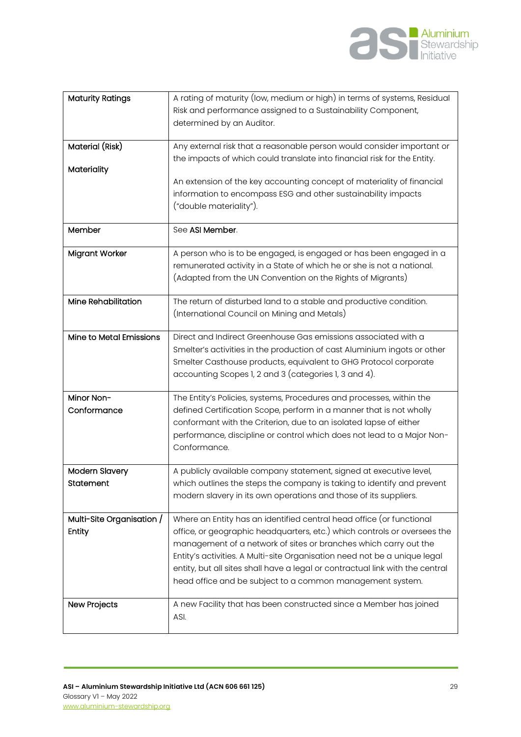| | |
|---|---|
| Maturity Ratings | A rating of maturity (low, medium or high) in terms of systems, Residual Risk and performance assigned to a Sustainability Component, determined by an Auditor. |
| Material (Risk)<br><br>Materiality | Any external risk that a reasonable person would consider important or the impacts of which could translate into financial risk for the Entity.<br><br>An extension of the key accounting concept of materiality of financial information to encompass ESG and other sustainability impacts ("double materiality"). |
| Member | See **ASI Member**. |
| Migrant Worker | A person who is to be engaged, is engaged or has been engaged in a remunerated activity in a State of which he or she is not a national. (Adapted from the UN Convention on the Rights of Migrants) |
| Mine Rehabilitation | The return of disturbed land to a stable and productive condition. (International Council on Mining and Metals) |
| Mine to Metal Emissions | Direct and Indirect Greenhouse Gas emissions associated with a Smelter's activities in the production of cast Aluminium ingots or other Smelter Casthouse products, equivalent to GHG Protocol corporate accounting Scopes 1, 2 and 3 (categories 1, 3 and 4). |
| Minor Non-Conformance | The Entity's Policies, systems, Procedures and processes, within the defined Certification Scope, perform in a manner that is not wholly conformant with the Criterion, due to an isolated lapse of either performance, discipline or control which does not lead to a Major Non-Conformance. |
| Modern Slavery Statement | A publicly available company statement, signed at executive level, which outlines the steps the company is taking to identify and prevent modern slavery in its own operations and those of its suppliers. |
| Multi-Site Organisation / Entity | Where an Entity has an identified central head office (or functional office, or geographic headquarters, etc.) which controls or oversees the management of a network of sites or branches which carry out the Entity's activities. A Multi-site Organisation need not be a unique legal entity, but all sites shall have a legal or contractual link with the central head office and be subject to a common management system. |
| New Projects | A new Facility that has been constructed since a Member has joined ASI. |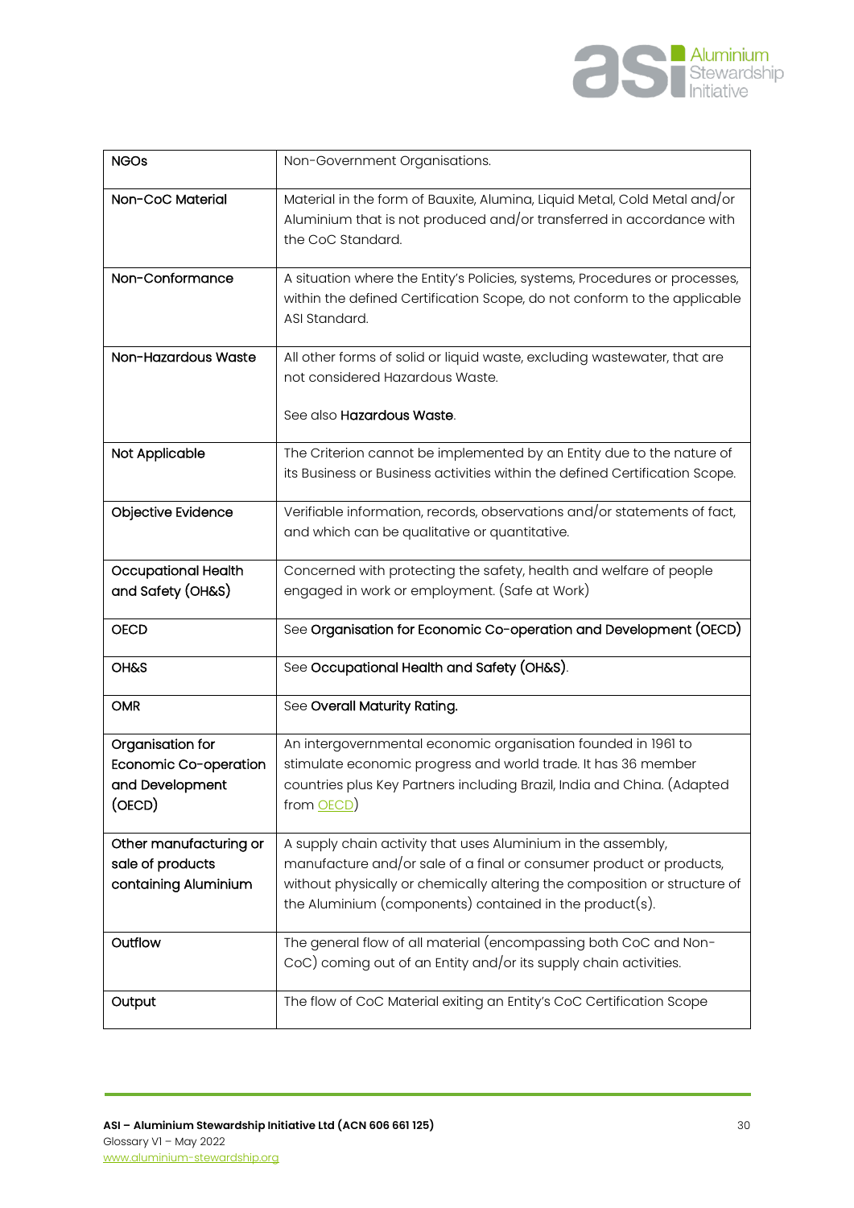| | |
|---|---|
| **NGOs** | Non-Government Organisations. |
| **Non-CoC Material** | Material in the form of Bauxite, Alumina, Liquid Metal, Cold Metal and/or Aluminium that is not produced and/or transferred in accordance with the CoC Standard. |
| **Non-Conformance** | A situation where the Entity's Policies, systems, Procedures or processes, within the defined Certification Scope, do not conform to the applicable ASI Standard. |
| **Non-Hazardous Waste** | All other forms of solid or liquid waste, excluding wastewater, that are not considered Hazardous Waste.<br><br>See also **Hazardous Waste**. |
| **Not Applicable** | The Criterion cannot be implemented by an Entity due to the nature of its Business or Business activities within the defined Certification Scope. |
| **Objective Evidence** | Verifiable information, records, observations and/or statements of fact, and which can be qualitative or quantitative. |
| **Occupational Health and Safety (OH&S)** | Concerned with protecting the safety, health and welfare of people engaged in work or employment. (Safe at Work) |
| **OECD** | See **Organisation for Economic Co-operation and Development (OECD)** |
| **OH&S** | See **Occupational Health and Safety (OH&S)**. |
| **OMR** | See **Overall Maturity Rating.** |
| **Organisation for Economic Co-operation and Development (OECD)** | An intergovernmental economic organisation founded in 1961 to stimulate economic progress and world trade. It has 36 member countries plus Key Partners including Brazil, India and China. (Adapted from OECD) |
| **Other manufacturing or sale of products containing Aluminium** | A supply chain activity that uses Aluminium in the assembly, manufacture and/or sale of a final or consumer product or products, without physically or chemically altering the composition or structure of the Aluminium (components) contained in the product(s). |
| **Outflow** | The general flow of all material (encompassing both CoC and Non-CoC) coming out of an Entity and/or its supply chain activities. |
| **Output** | The flow of CoC Material exiting an Entity's CoC Certification Scope |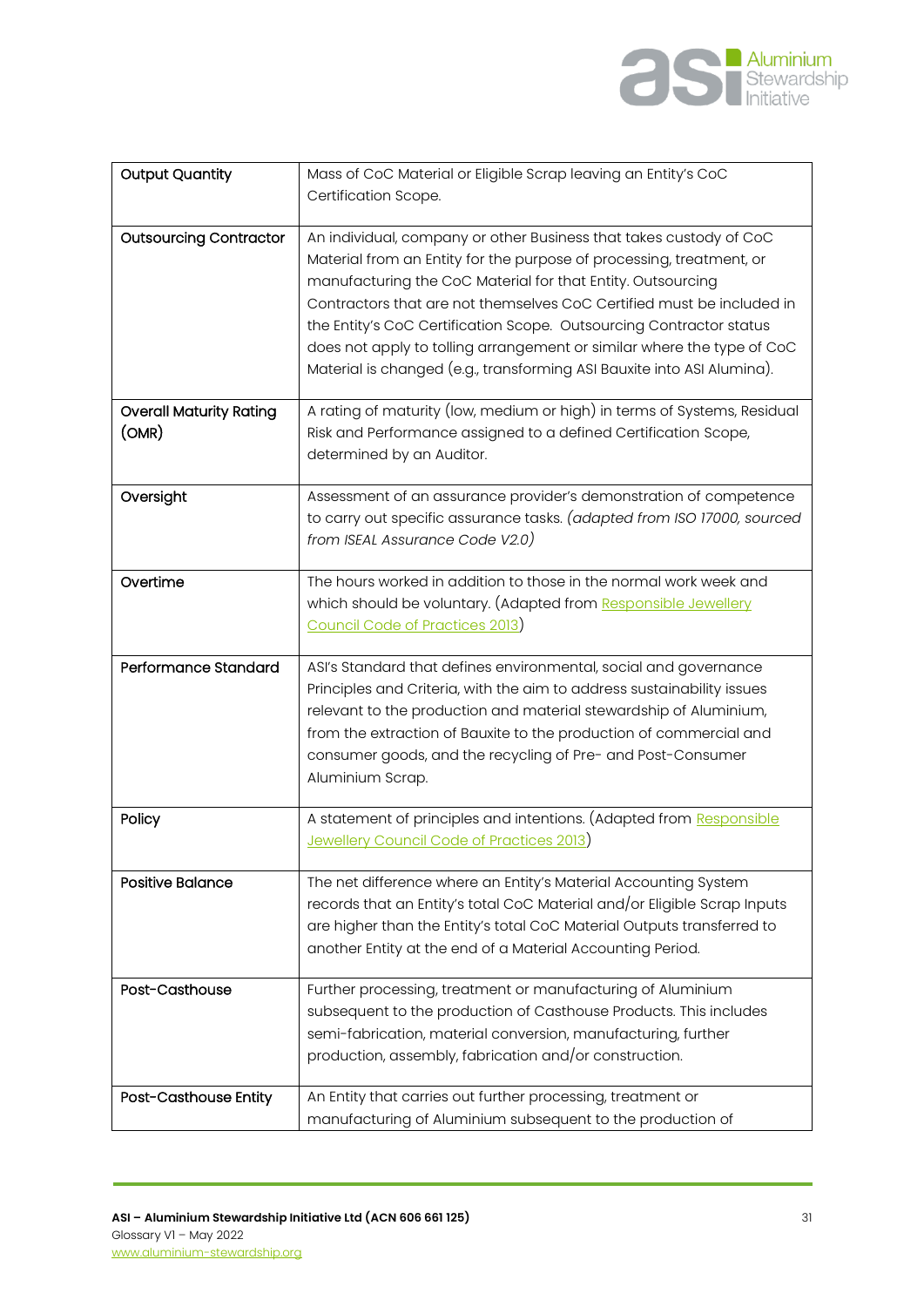| | |
|---|---|
| **Output Quantity** | Mass of CoC Material or Eligible Scrap leaving an Entity's CoC Certification Scope. |
| **Outsourcing Contractor** | An individual, company or other Business that takes custody of CoC Material from an Entity for the purpose of processing, treatment, or manufacturing the CoC Material for that Entity. Outsourcing Contractors that are not themselves CoC Certified must be included in the Entity's CoC Certification Scope. Outsourcing Contractor status does not apply to tolling arrangement or similar where the type of CoC Material is changed (e.g., transforming ASI Bauxite into ASI Alumina). |
| **Overall Maturity Rating (OMR)** | A rating of maturity (low, medium or high) in terms of Systems, Residual Risk and Performance assigned to a defined Certification Scope, determined by an Auditor. |
| **Oversight** | Assessment of an assurance provider's demonstration of competence to carry out specific assurance tasks. *(adapted from ISO 17000, sourced from ISEAL Assurance Code V2.0)* |
| **Overtime** | The hours worked in addition to those in the normal work week and which should be voluntary. (Adapted from [Responsible Jewellery Council Code of Practices 2013]) |
| **Performance Standard** | ASI's Standard that defines environmental, social and governance Principles and Criteria, with the aim to address sustainability issues relevant to the production and material stewardship of Aluminium, from the extraction of Bauxite to the production of commercial and consumer goods, and the recycling of Pre- and Post-Consumer Aluminium Scrap. |
| **Policy** | A statement of principles and intentions. (Adapted from [Responsible Jewellery Council Code of Practices 2013]) |
| **Positive Balance** | The net difference where an Entity's Material Accounting System records that an Entity's total CoC Material and/or Eligible Scrap Inputs are higher than the Entity's total CoC Material Outputs transferred to another Entity at the end of a Material Accounting Period. |
| **Post-Casthouse** | Further processing, treatment or manufacturing of Aluminium subsequent to the production of Casthouse Products. This includes semi-fabrication, material conversion, manufacturing, further production, assembly, fabrication and/or construction. |
| **Post-Casthouse Entity** | An Entity that carries out further processing, treatment or manufacturing of Aluminium subsequent to the production of |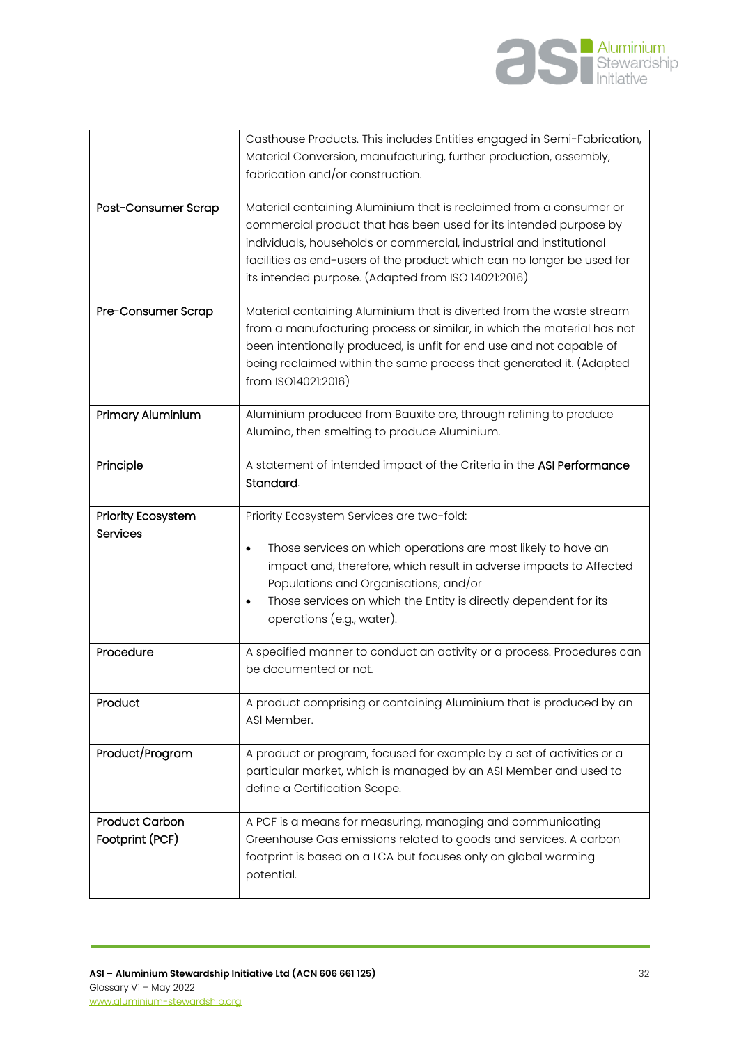| | |
|---|---|
| | Casthouse Products. This includes Entities engaged in Semi-Fabrication, Material Conversion, manufacturing, further production, assembly, fabrication and/or construction. |
| **Post-Consumer Scrap** | Material containing Aluminium that is reclaimed from a consumer or commercial product that has been used for its intended purpose by individuals, households or commercial, industrial and institutional facilities as end-users of the product which can no longer be used for its intended purpose. (Adapted from ISO 14021:2016) |
| **Pre-Consumer Scrap** | Material containing Aluminium that is diverted from the waste stream from a manufacturing process or similar, in which the material has not been intentionally produced, is unfit for end use and not capable of being reclaimed within the same process that generated it. (Adapted from ISO14021:2016) |
| **Primary Aluminium** | Aluminium produced from Bauxite ore, through refining to produce Alumina, then smelting to produce Aluminium. |
| **Principle** | A statement of intended impact of the Criteria in the **ASI Performance Standard**. |
| **Priority Ecosystem Services** | Priority Ecosystem Services are two-fold: <br>• Those services on which operations are most likely to have an impact and, therefore, which result in adverse impacts to Affected Populations and Organisations; and/or <br>• Those services on which the Entity is directly dependent for its operations (e.g., water). |
| **Procedure** | A specified manner to conduct an activity or a process. Procedures can be documented or not. |
| **Product** | A product comprising or containing Aluminium that is produced by an ASI Member. |
| **Product/Program** | A product or program, focused for example by a set of activities or a particular market, which is managed by an ASI Member and used to define a Certification Scope. |
| **Product Carbon Footprint (PCF)** | A PCF is a means for measuring, managing and communicating Greenhouse Gas emissions related to goods and services. A carbon footprint is based on a LCA but focuses only on global warming potential. |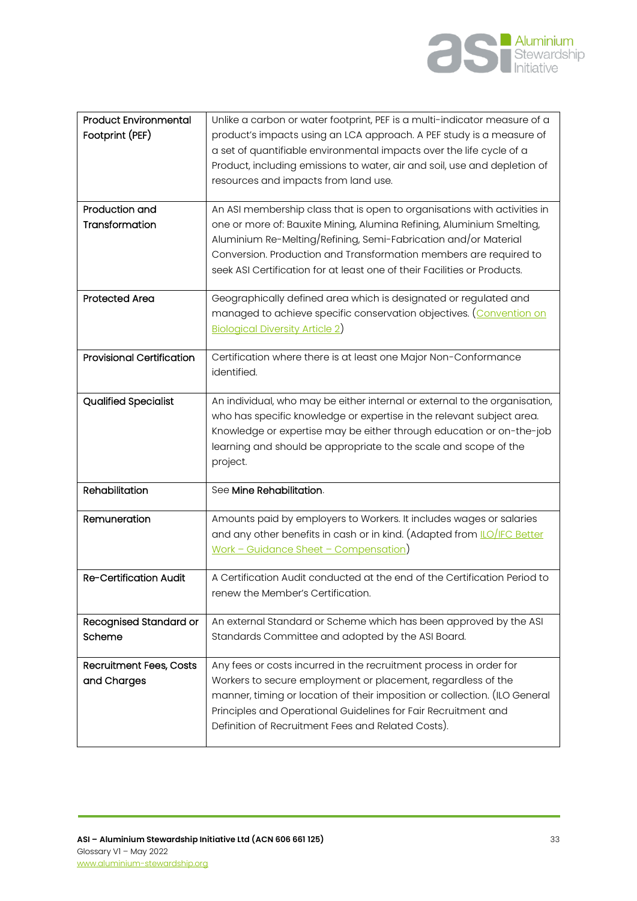| | |
|---|---|
| Product Environmental Footprint (PEF) | Unlike a carbon or water footprint, PEF is a multi-indicator measure of a product's impacts using an LCA approach. A PEF study is a measure of a set of quantifiable environmental impacts over the life cycle of a Product, including emissions to water, air and soil, use and depletion of resources and impacts from land use. |
| Production and Transformation | An ASI membership class that is open to organisations with activities in one or more of: Bauxite Mining, Alumina Refining, Aluminium Smelting, Aluminium Re-Melting/Refining, Semi-Fabrication and/or Material Conversion. Production and Transformation members are required to seek ASI Certification for at least one of their Facilities or Products. |
| Protected Area | Geographically defined area which is designated or regulated and managed to achieve specific conservation objectives. (Convention on Biological Diversity Article 2) |
| Provisional Certification | Certification where there is at least one Major Non-Conformance identified. |
| Qualified Specialist | An individual, who may be either internal or external to the organisation, who has specific knowledge or expertise in the relevant subject area. Knowledge or expertise may be either through education or on-the-job learning and should be appropriate to the scale and scope of the project. |
| Rehabilitation | See **Mine Rehabilitation**. |
| Remuneration | Amounts paid by employers to Workers. It includes wages or salaries and any other benefits in cash or in kind. (Adapted from ILO/IFC Better Work – Guidance Sheet – Compensation) |
| Re-Certification Audit | A Certification Audit conducted at the end of the Certification Period to renew the Member's Certification. |
| Recognised Standard or Scheme | An external Standard or Scheme which has been approved by the ASI Standards Committee and adopted by the ASI Board. |
| Recruitment Fees, Costs and Charges | Any fees or costs incurred in the recruitment process in order for Workers to secure employment or placement, regardless of the manner, timing or location of their imposition or collection. (ILO General Principles and Operational Guidelines for Fair Recruitment and Definition of Recruitment Fees and Related Costs). |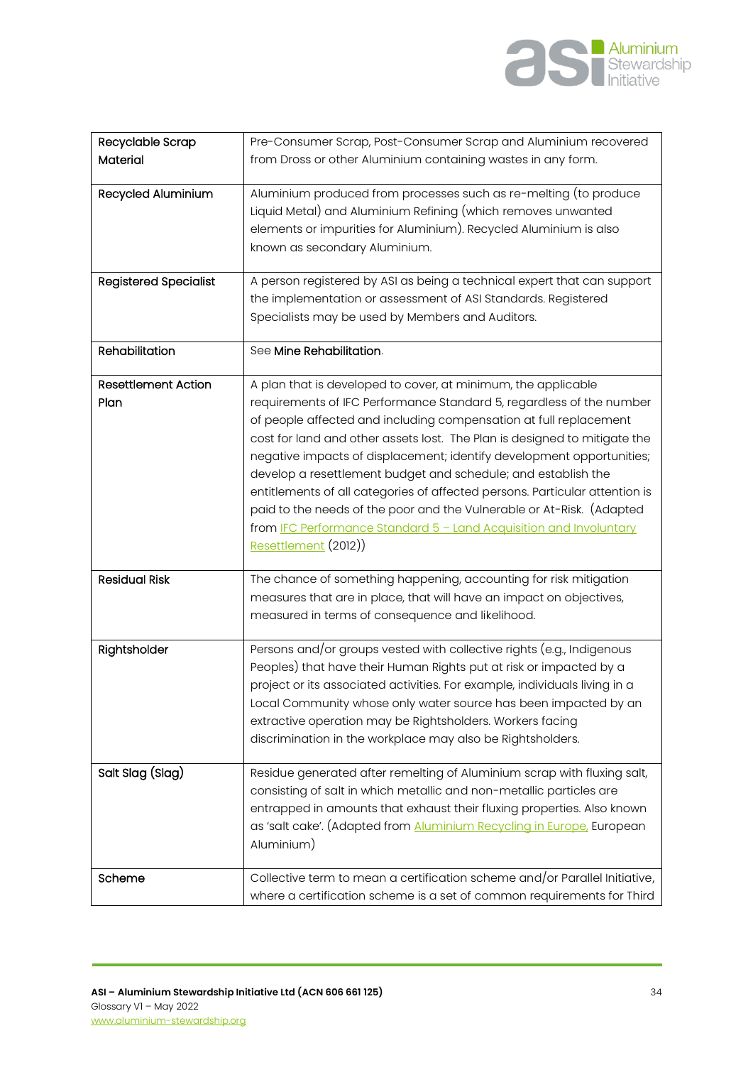| Recyclable Scrap Material | Pre-Consumer Scrap, Post-Consumer Scrap and Aluminium recovered from Dross or other Aluminium containing wastes in any form. |
|---|---|
| Recycled Aluminium | Aluminium produced from processes such as re-melting (to produce Liquid Metal) and Aluminium Refining (which removes unwanted elements or impurities for Aluminium). Recycled Aluminium is also known as secondary Aluminium. |
| Registered Specialist | A person registered by ASI as being a technical expert that can support the implementation or assessment of ASI Standards. Registered Specialists may be used by Members and Auditors. |
| Rehabilitation | See **Mine Rehabilitation**. |
| Resettlement Action Plan | A plan that is developed to cover, at minimum, the applicable requirements of IFC Performance Standard 5, regardless of the number of people affected and including compensation at full replacement cost for land and other assets lost. The Plan is designed to mitigate the negative impacts of displacement; identify development opportunities; develop a resettlement budget and schedule; and establish the entitlements of all categories of affected persons. Particular attention is paid to the needs of the poor and the Vulnerable or At-Risk. (Adapted from IFC Performance Standard 5 – Land Acquisition and Involuntary Resettlement (2012)) |
| Residual Risk | The chance of something happening, accounting for risk mitigation measures that are in place, that will have an impact on objectives, measured in terms of consequence and likelihood. |
| Rightsholder | Persons and/or groups vested with collective rights (e.g., Indigenous Peoples) that have their Human Rights put at risk or impacted by a project or its associated activities. For example, individuals living in a Local Community whose only water source has been impacted by an extractive operation may be Rightsholders. Workers facing discrimination in the workplace may also be Rightsholders. |
| Salt Slag (Slag) | Residue generated after remelting of Aluminium scrap with fluxing salt, consisting of salt in which metallic and non-metallic particles are entrapped in amounts that exhaust their fluxing properties. Also known as 'salt cake'. (Adapted from Aluminium Recycling in Europe, European Aluminium) |
| Scheme | Collective term to mean a certification scheme and/or Parallel Initiative, where a certification scheme is a set of common requirements for Third |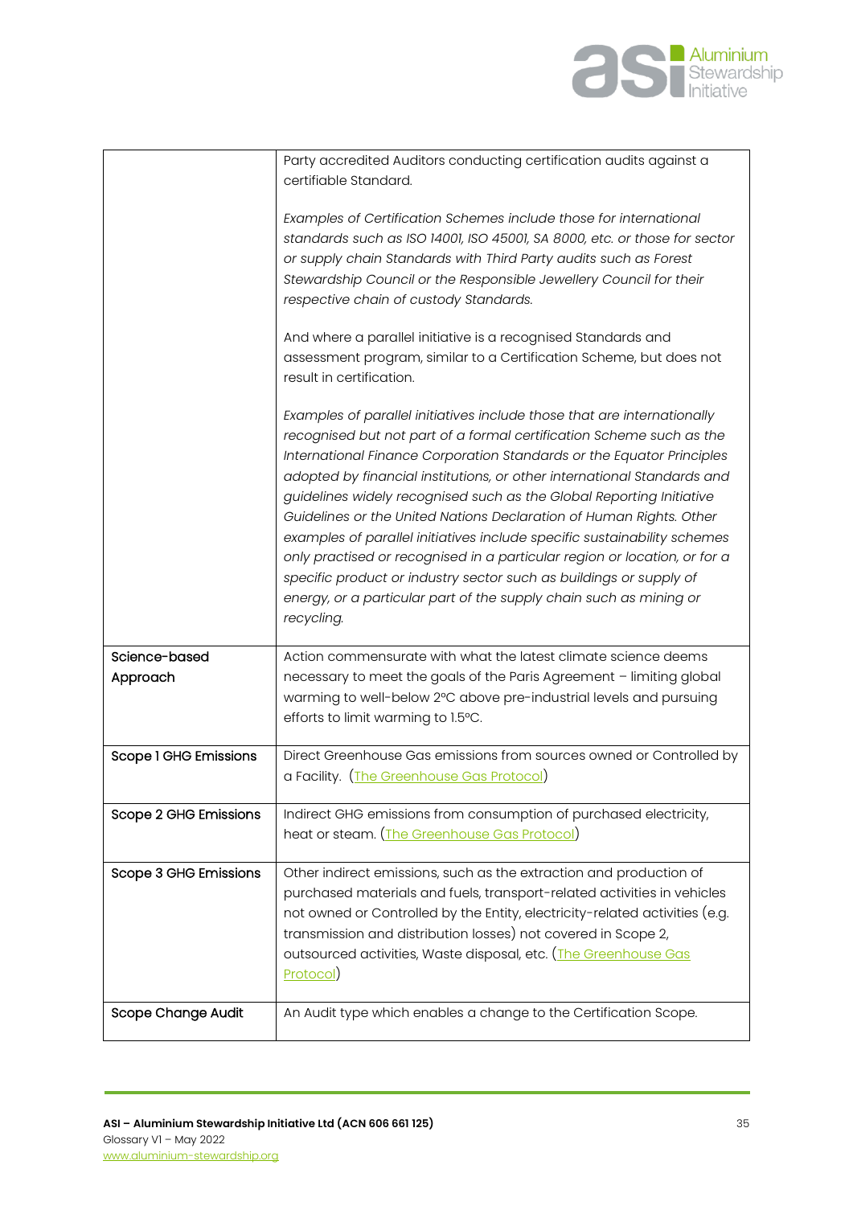| | |
|---|---|
| | Party accredited Auditors conducting certification audits against a certifiable Standard.<br><br>*Examples of Certification Schemes include those for international standards such as ISO 14001, ISO 45001, SA 8000, etc. or those for sector or supply chain Standards with Third Party audits such as Forest Stewardship Council or the Responsible Jewellery Council for their respective chain of custody Standards.*<br><br>And where a parallel initiative is a recognised Standards and assessment program, similar to a Certification Scheme, but does not result in certification.<br><br>*Examples of parallel initiatives include those that are internationally recognised but not part of a formal certification Scheme such as the International Finance Corporation Standards or the Equator Principles adopted by financial institutions, or other international Standards and guidelines widely recognised such as the Global Reporting Initiative Guidelines or the United Nations Declaration of Human Rights. Other examples of parallel initiatives include specific sustainability schemes only practised or recognised in a particular region or location, or for a specific product or industry sector such as buildings or supply of energy, or a particular part of the supply chain such as mining or recycling.* |
| Science-based Approach | Action commensurate with what the latest climate science deems necessary to meet the goals of the Paris Agreement – limiting global warming to well-below 2°C above pre-industrial levels and pursuing efforts to limit warming to 1.5°C. |
| Scope 1 GHG Emissions | Direct Greenhouse Gas emissions from sources owned or Controlled by a Facility. ([The Greenhouse Gas Protocol](https://ghgprotocol.org)) |
| Scope 2 GHG Emissions | Indirect GHG emissions from consumption of purchased electricity, heat or steam. ([The Greenhouse Gas Protocol](https://ghgprotocol.org)) |
| Scope 3 GHG Emissions | Other indirect emissions, such as the extraction and production of purchased materials and fuels, transport-related activities in vehicles not owned or Controlled by the Entity, electricity-related activities (e.g. transmission and distribution losses) not covered in Scope 2, outsourced activities, Waste disposal, etc. ([The Greenhouse Gas Protocol](https://ghgprotocol.org)) |
| Scope Change Audit | An Audit type which enables a change to the Certification Scope. |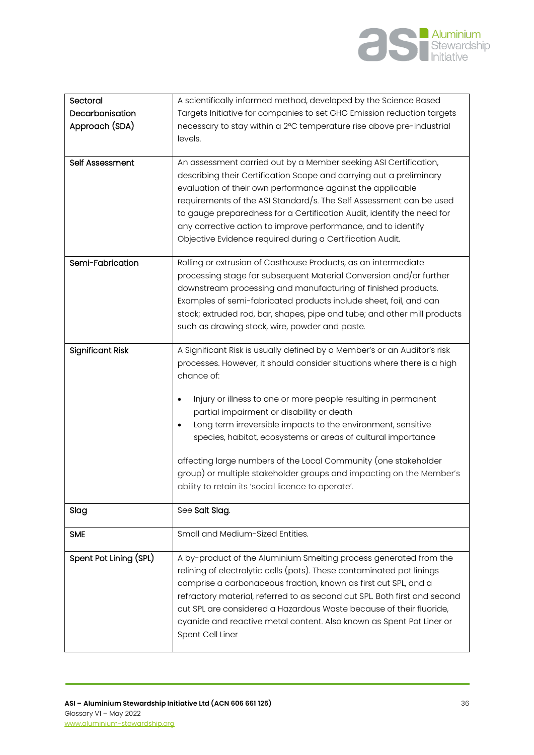| | |
|---|---|
| **Sectoral Decarbonisation Approach (SDA)** | A scientifically informed method, developed by the Science Based Targets Initiative for companies to set GHG Emission reduction targets necessary to stay within a 2ºC temperature rise above pre-industrial levels. |
| **Self Assessment** | An assessment carried out by a Member seeking ASI Certification, describing their Certification Scope and carrying out a preliminary evaluation of their own performance against the applicable requirements of the ASI Standard/s. The Self Assessment can be used to gauge preparedness for a Certification Audit, identify the need for any corrective action to improve performance, and to identify Objective Evidence required during a Certification Audit. |
| **Semi-Fabrication** | Rolling or extrusion of Casthouse Products, as an intermediate processing stage for subsequent Material Conversion and/or further downstream processing and manufacturing of finished products. Examples of semi-fabricated products include sheet, foil, and can stock; extruded rod, bar, shapes, pipe and tube; and other mill products such as drawing stock, wire, powder and paste. |
| **Significant Risk** | A Significant Risk is usually defined by a Member's or an Auditor's risk processes. However, it should consider situations where there is a high chance of:<br><br>• Injury or illness to one or more people resulting in permanent partial impairment or disability or death<br>• Long term irreversible impacts to the environment, sensitive species, habitat, ecosystems or areas of cultural importance<br><br>affecting large numbers of the Local Community (one stakeholder group) or multiple stakeholder groups and impacting on the Member's ability to retain its 'social licence to operate'. |
| **Slag** | See **Salt Slag**. |
| **SME** | Small and Medium-Sized Entities. |
| **Spent Pot Lining (SPL)** | A by-product of the Aluminium Smelting process generated from the relining of electrolytic cells (pots). These contaminated pot linings comprise a carbonaceous fraction, known as first cut SPL, and a refractory material, referred to as second cut SPL. Both first and second cut SPL are considered a Hazardous Waste because of their fluoride, cyanide and reactive metal content. Also known as Spent Pot Liner or Spent Cell Liner |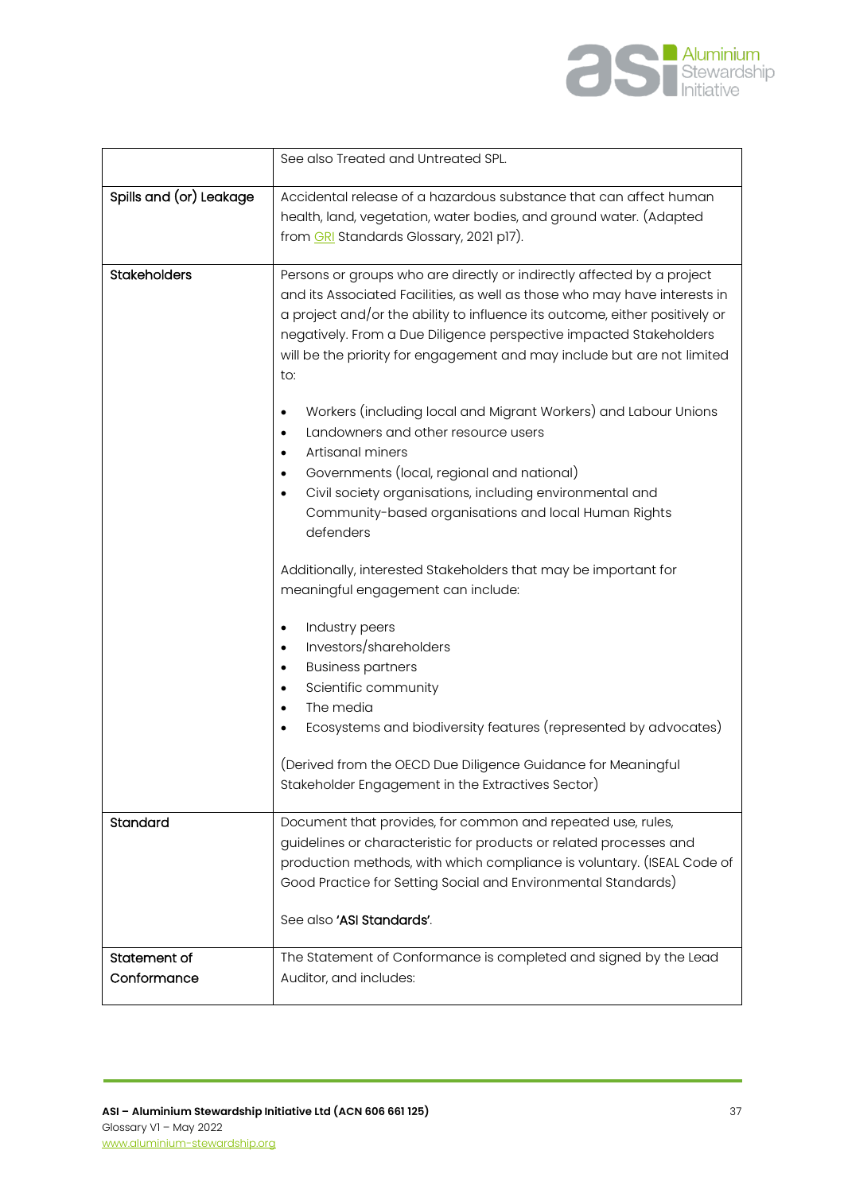| | |
|---|---|
| | See also Treated and Untreated SPL. |
| Spills and (or) Leakage | Accidental release of a hazardous substance that can affect human health, land, vegetation, water bodies, and ground water. (Adapted from GRI Standards Glossary, 2021 p17). |
| Stakeholders | Persons or groups who are directly or indirectly affected by a project and its Associated Facilities, as well as those who may have interests in a project and/or the ability to influence its outcome, either positively or negatively. From a Due Diligence perspective impacted Stakeholders will be the priority for engagement and may include but are not limited to:<br><br>• Workers (including local and Migrant Workers) and Labour Unions<br>• Landowners and other resource users<br>• Artisanal miners<br>• Governments (local, regional and national)<br>• Civil society organisations, including environmental and Community-based organisations and local Human Rights defenders<br><br>Additionally, interested Stakeholders that may be important for meaningful engagement can include:<br><br>• Industry peers<br>• Investors/shareholders<br>• Business partners<br>• Scientific community<br>• The media<br>• Ecosystems and biodiversity features (represented by advocates)<br><br>(Derived from the OECD Due Diligence Guidance for Meaningful Stakeholder Engagement in the Extractives Sector) |
| Standard | Document that provides, for common and repeated use, rules, guidelines or characteristic for products or related processes and production methods, with which compliance is voluntary. (ISEAL Code of Good Practice for Setting Social and Environmental Standards)<br><br>See also **'ASI Standards'**. |
| Statement of Conformance | The Statement of Conformance is completed and signed by the Lead Auditor, and includes: |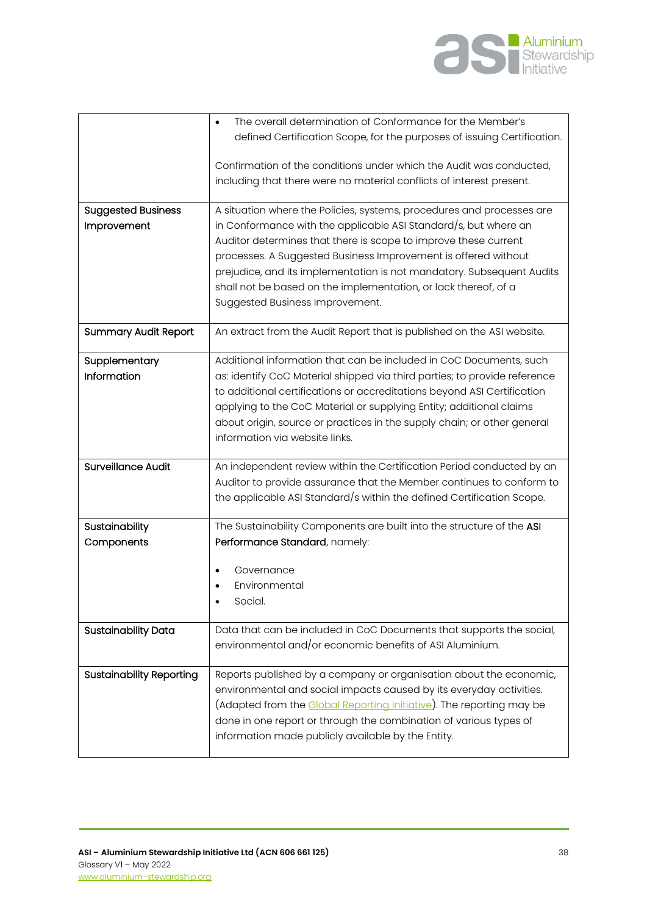| | |
|---|---|
| | • The overall determination of Conformance for the Member's defined Certification Scope, for the purposes of issuing Certification.<br><br>Confirmation of the conditions under which the Audit was conducted, including that there were no material conflicts of interest present. |
| **Suggested Business Improvement** | A situation where the Policies, systems, procedures and processes are in Conformance with the applicable ASI Standard/s, but where an Auditor determines that there is scope to improve these current processes. A Suggested Business Improvement is offered without prejudice, and its implementation is not mandatory. Subsequent Audits shall not be based on the implementation, or lack thereof, of a Suggested Business Improvement. |
| **Summary Audit Report** | An extract from the Audit Report that is published on the ASI website. |
| **Supplementary Information** | Additional information that can be included in CoC Documents, such as: identify CoC Material shipped via third parties; to provide reference to additional certifications or accreditations beyond ASI Certification applying to the CoC Material or supplying Entity; additional claims about origin, source or practices in the supply chain; or other general information via website links. |
| **Surveillance Audit** | An independent review within the Certification Period conducted by an Auditor to provide assurance that the Member continues to conform to the applicable ASI Standard/s within the defined Certification Scope. |
| **Sustainability Components** | The Sustainability Components are built into the structure of the **ASI Performance Standard**, namely:<br><br>• Governance<br>• Environmental<br>• Social. |
| **Sustainability Data** | Data that can be included in CoC Documents that supports the social, environmental and/or economic benefits of ASI Aluminium. |
| **Sustainability Reporting** | Reports published by a company or organisation about the economic, environmental and social impacts caused by its everyday activities. (Adapted from the [Global Reporting Initiative](https://www.globalreporting.org)). The reporting may be done in one report or through the combination of various types of information made publicly available by the Entity. |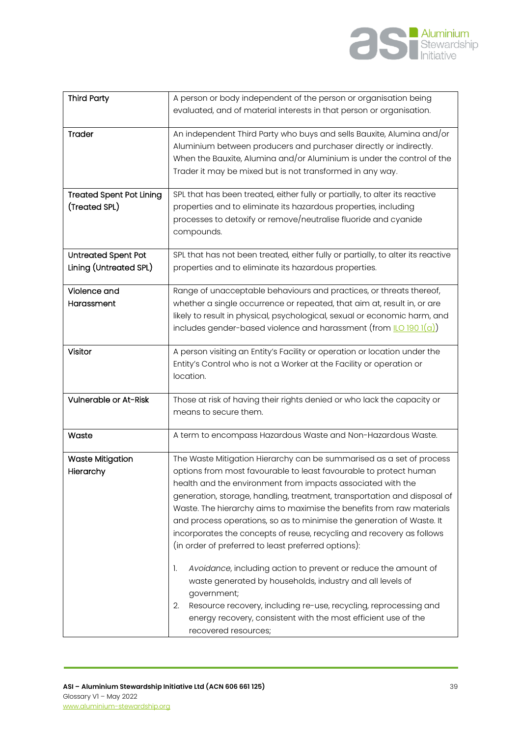| | |
|---|---|
| Third Party | A person or body independent of the person or organisation being evaluated, and of material interests in that person or organisation. |
| Trader | An independent Third Party who buys and sells Bauxite, Alumina and/or Aluminium between producers and purchaser directly or indirectly. When the Bauxite, Alumina and/or Aluminium is under the control of the Trader it may be mixed but is not transformed in any way. |
| Treated Spent Pot Lining (Treated SPL) | SPL that has been treated, either fully or partially, to alter its reactive properties and to eliminate its hazardous properties, including processes to detoxify or remove/neutralise fluoride and cyanide compounds. |
| Untreated Spent Pot Lining (Untreated SPL) | SPL that has not been treated, either fully or partially, to alter its reactive properties and to eliminate its hazardous properties. |
| Violence and Harassment | Range of unacceptable behaviours and practices, or threats thereof, whether a single occurrence or repeated, that aim at, result in, or are likely to result in physical, psychological, sexual or economic harm, and includes gender-based violence and harassment (from ILO 190 1(a)) |
| Visitor | A person visiting an Entity's Facility or operation or location under the Entity's Control who is not a Worker at the Facility or operation or location. |
| Vulnerable or At-Risk | Those at risk of having their rights denied or who lack the capacity or means to secure them. |
| Waste | A term to encompass Hazardous Waste and Non-Hazardous Waste. |
| Waste Mitigation Hierarchy | The Waste Mitigation Hierarchy can be summarised as a set of process options from most favourable to least favourable to protect human health and the environment from impacts associated with the generation, storage, handling, treatment, transportation and disposal of Waste. The hierarchy aims to maximise the benefits from raw materials and process operations, so as to minimise the generation of Waste. It incorporates the concepts of reuse, recycling and recovery as follows (in order of preferred to least preferred options):<br><br>1. *Avoidance*, including action to prevent or reduce the amount of waste generated by households, industry and all levels of government;<br>2. Resource recovery, including re-use, recycling, reprocessing and energy recovery, consistent with the most efficient use of the recovered resources; |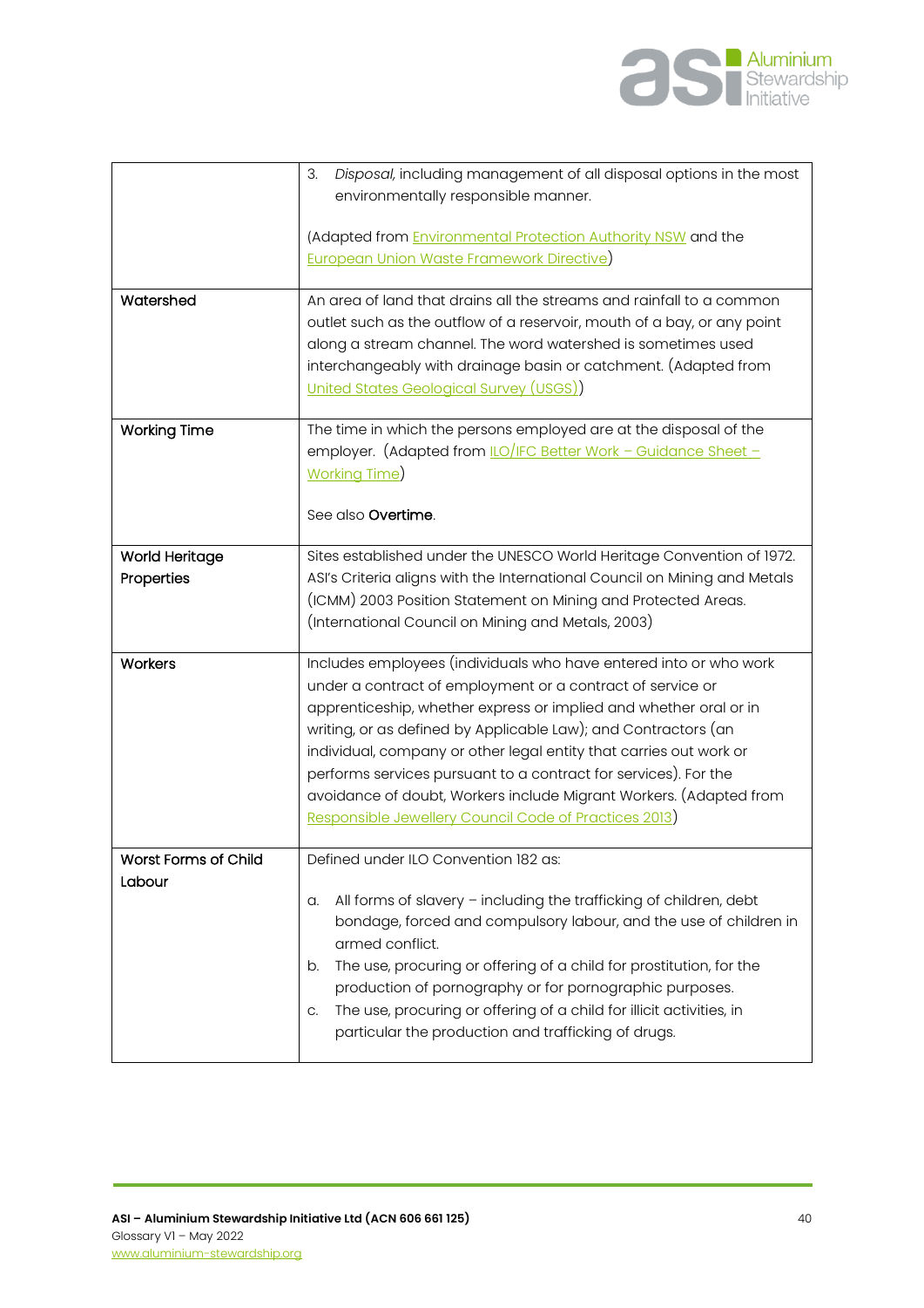| | |
|---|---|
| | 3. *Disposal,* including management of all disposal options in the most environmentally responsible manner.<br><br>(Adapted from Environmental Protection Authority NSW and the European Union Waste Framework Directive) |
| Watershed | An area of land that drains all the streams and rainfall to a common outlet such as the outflow of a reservoir, mouth of a bay, or any point along a stream channel. The word watershed is sometimes used interchangeably with drainage basin or catchment. (Adapted from United States Geological Survey (USGS)) |
| Working Time | The time in which the persons employed are at the disposal of the employer. (Adapted from ILO/IFC Better Work – Guidance Sheet – Working Time)<br><br>See also **Overtime**. |
| World Heritage Properties | Sites established under the UNESCO World Heritage Convention of 1972. ASI's Criteria aligns with the International Council on Mining and Metals (ICMM) 2003 Position Statement on Mining and Protected Areas. (International Council on Mining and Metals, 2003) |
| Workers | Includes employees (individuals who have entered into or who work under a contract of employment or a contract of service or apprenticeship, whether express or implied and whether oral or in writing, or as defined by Applicable Law); and Contractors (an individual, company or other legal entity that carries out work or performs services pursuant to a contract for services). For the avoidance of doubt, Workers include Migrant Workers. (Adapted from Responsible Jewellery Council Code of Practices 2013) |
| Worst Forms of Child Labour | Defined under ILO Convention 182 as:<br><br>a. All forms of slavery – including the trafficking of children, debt bondage, forced and compulsory labour, and the use of children in armed conflict.<br>b. The use, procuring or offering of a child for prostitution, for the production of pornography or for pornographic purposes.<br>c. The use, procuring or offering of a child for illicit activities, in particular the production and trafficking of drugs. |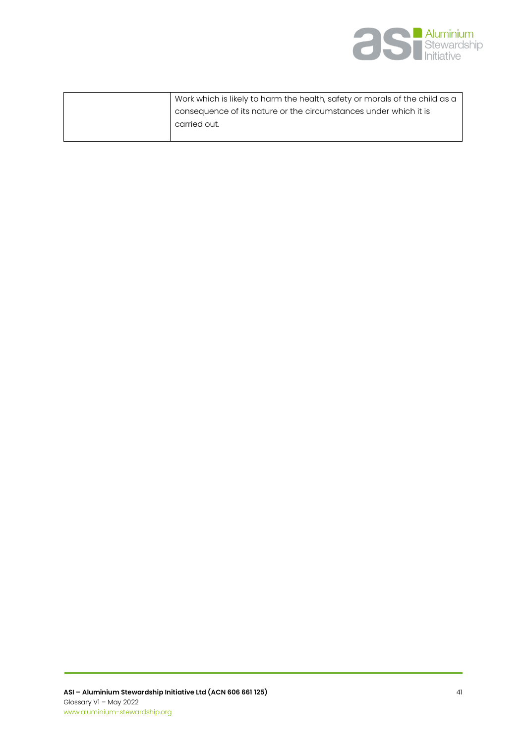| | |
|---|---|
| | Work which is likely to harm the health, safety or morals of the child as a consequence of its nature or the circumstances under which it is carried out. |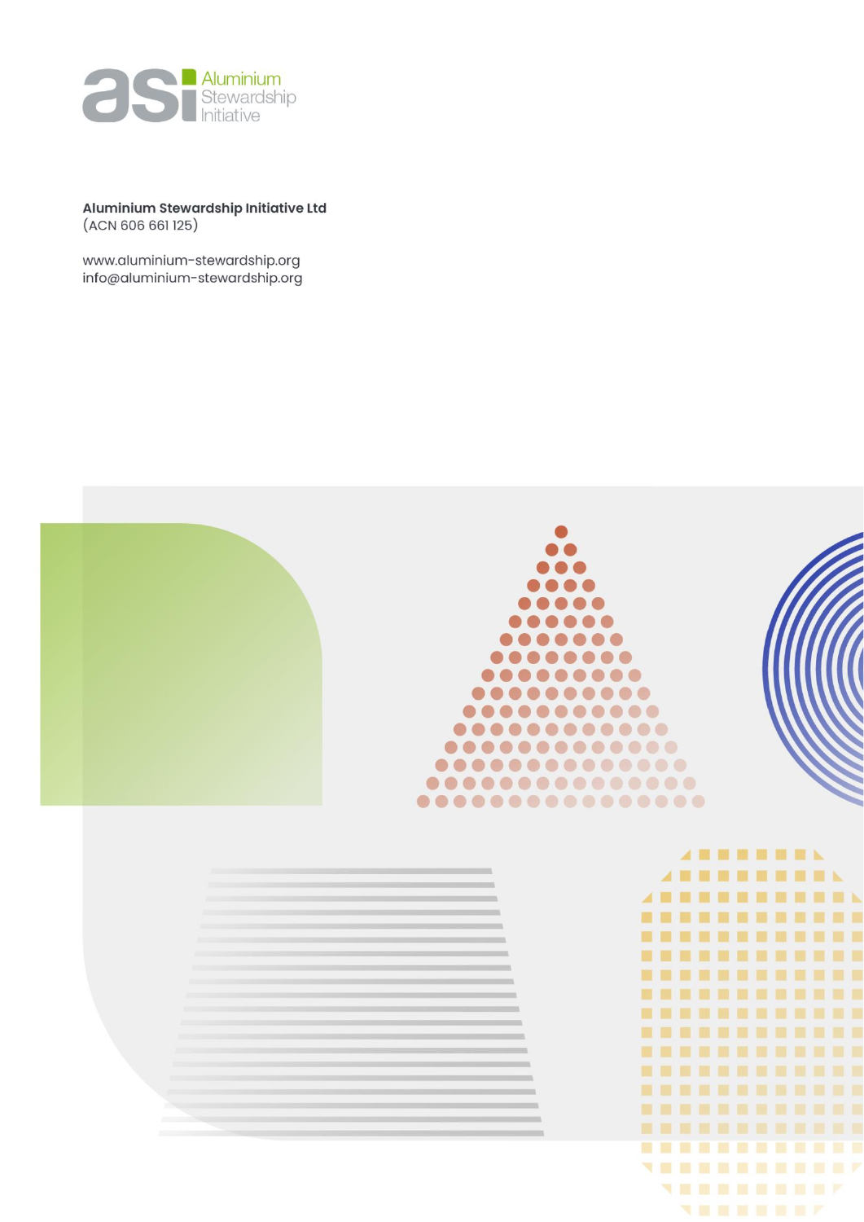Aluminium Stewardship Initiative

**Aluminium Stewardship Initiative Ltd**
(ACN 606 661 125)

www.aluminium-stewardship.org
info@aluminium-stewardship.org